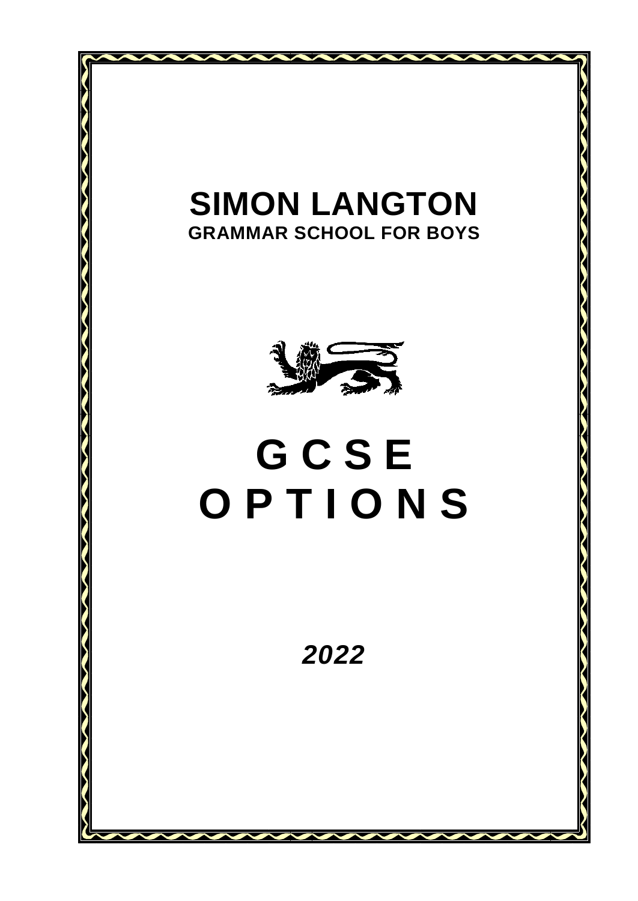# SIMON LANGTON

## GRAMMAR SCHOOL FOR BOYS

# G C S E
# O P T I O N S

***2022***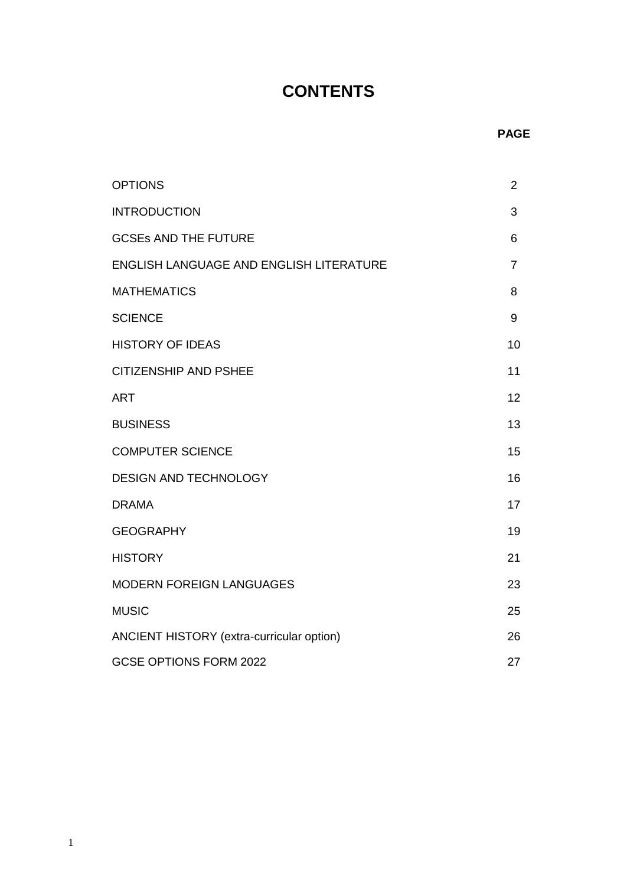# CONTENTS

| | PAGE |
|---|---|
| OPTIONS | 2 |
| INTRODUCTION | 3 |
| GCSEs AND THE FUTURE | 6 |
| ENGLISH LANGUAGE AND ENGLISH LITERATURE | 7 |
| MATHEMATICS | 8 |
| SCIENCE | 9 |
| HISTORY OF IDEAS | 10 |
| CITIZENSHIP AND PSHEE | 11 |
| ART | 12 |
| BUSINESS | 13 |
| COMPUTER SCIENCE | 15 |
| DESIGN AND TECHNOLOGY | 16 |
| DRAMA | 17 |
| GEOGRAPHY | 19 |
| HISTORY | 21 |
| MODERN FOREIGN LANGUAGES | 23 |
| MUSIC | 25 |
| ANCIENT HISTORY (extra-curricular option) | 26 |
| GCSE OPTIONS FORM 2022 | 27 |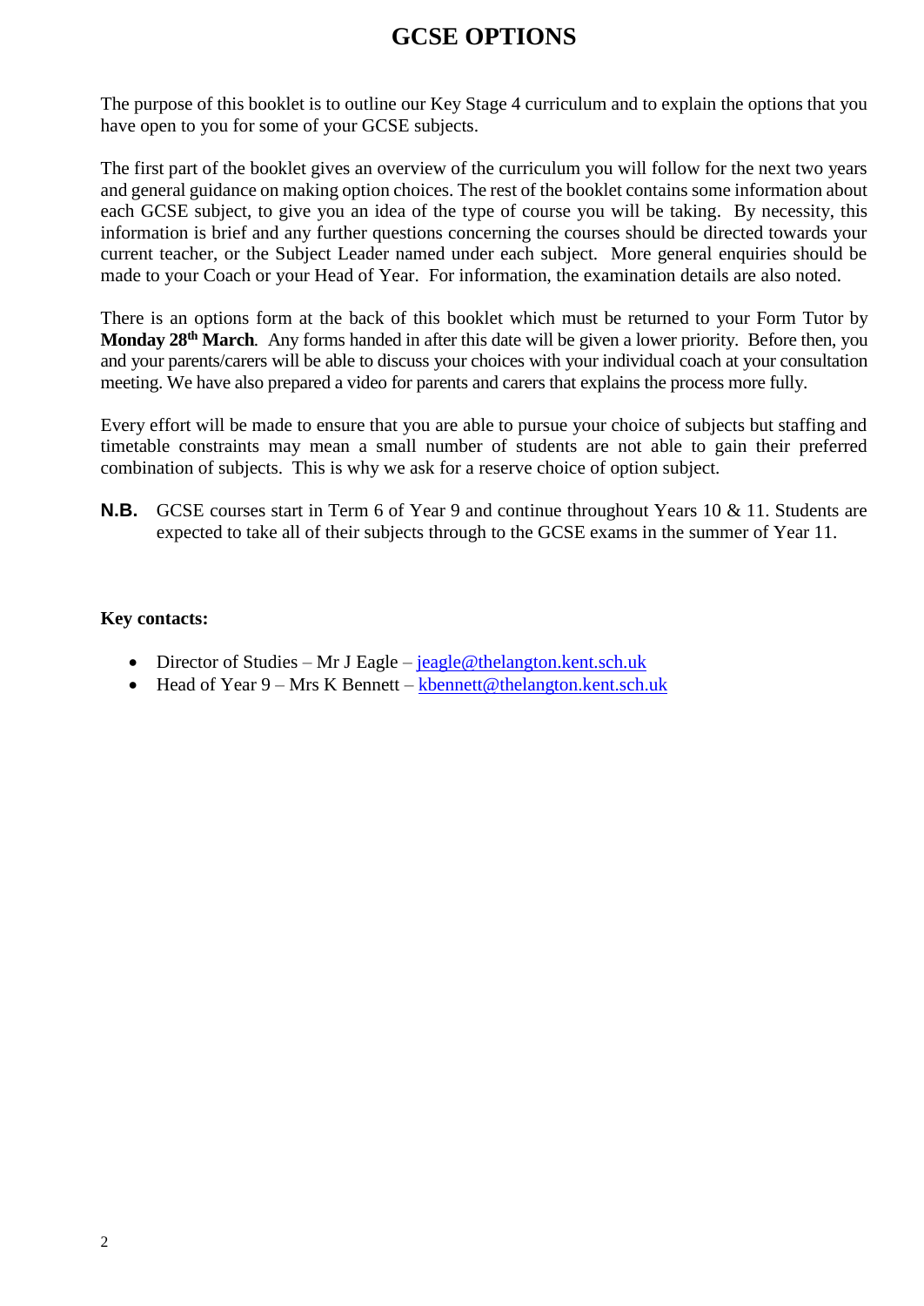# GCSE OPTIONS

The purpose of this booklet is to outline our Key Stage 4 curriculum and to explain the options that you have open to you for some of your GCSE subjects.

The first part of the booklet gives an overview of the curriculum you will follow for the next two years and general guidance on making option choices. The rest of the booklet contains some information about each GCSE subject, to give you an idea of the type of course you will be taking. By necessity, this information is brief and any further questions concerning the courses should be directed towards your current teacher, or the Subject Leader named under each subject. More general enquiries should be made to your Coach or your Head of Year. For information, the examination details are also noted.

There is an options form at the back of this booklet which must be returned to your Form Tutor by **Monday 28th March**. Any forms handed in after this date will be given a lower priority. Before then, you and your parents/carers will be able to discuss your choices with your individual coach at your consultation meeting. We have also prepared a video for parents and carers that explains the process more fully.

Every effort will be made to ensure that you are able to pursue your choice of subjects but staffing and timetable constraints may mean a small number of students are not able to gain their preferred combination of subjects. This is why we ask for a reserve choice of option subject.

**N.B.** GCSE courses start in Term 6 of Year 9 and continue throughout Years 10 & 11. Students are expected to take all of their subjects through to the GCSE exams in the summer of Year 11.

**Key contacts:**

- Director of Studies – Mr J Eagle – jeagle@thelangton.kent.sch.uk
- Head of Year 9 – Mrs K Bennett – kbennett@thelangton.kent.sch.uk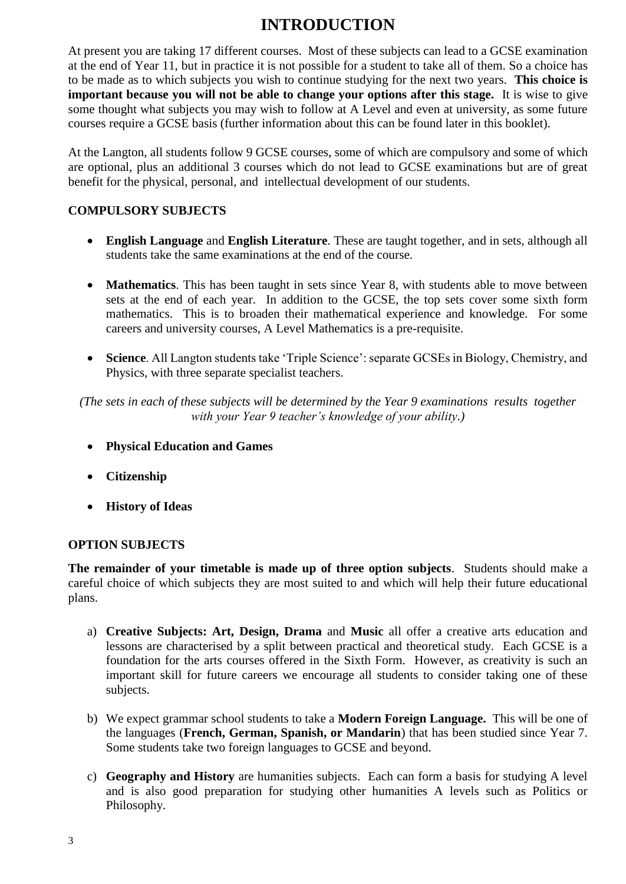# INTRODUCTION

At present you are taking 17 different courses. Most of these subjects can lead to a GCSE examination at the end of Year 11, but in practice it is not possible for a student to take all of them. So a choice has to be made as to which subjects you wish to continue studying for the next two years. **This choice is important because you will not be able to change your options after this stage.** It is wise to give some thought what subjects you may wish to follow at A Level and even at university, as some future courses require a GCSE basis (further information about this can be found later in this booklet).

At the Langton, all students follow 9 GCSE courses, some of which are compulsory and some of which are optional, plus an additional 3 courses which do not lead to GCSE examinations but are of great benefit for the physical, personal, and intellectual development of our students.

### COMPULSORY SUBJECTS

- **English Language** and **English Literature**. These are taught together, and in sets, although all students take the same examinations at the end of the course.
- **Mathematics**. This has been taught in sets since Year 8, with students able to move between sets at the end of each year. In addition to the GCSE, the top sets cover some sixth form mathematics. This is to broaden their mathematical experience and knowledge. For some careers and university courses, A Level Mathematics is a pre-requisite.
- **Science**. All Langton students take 'Triple Science': separate GCSEs in Biology, Chemistry, and Physics, with three separate specialist teachers.

*(The sets in each of these subjects will be determined by the Year 9 examinations results together with your Year 9 teacher's knowledge of your ability.)*

- **Physical Education and Games**
- **Citizenship**
- **History of Ideas**

### OPTION SUBJECTS

**The remainder of your timetable is made up of three option subjects**. Students should make a careful choice of which subjects they are most suited to and which will help their future educational plans.

a) **Creative Subjects: Art, Design, Drama** and **Music** all offer a creative arts education and lessons are characterised by a split between practical and theoretical study. Each GCSE is a foundation for the arts courses offered in the Sixth Form. However, as creativity is such an important skill for future careers we encourage all students to consider taking one of these subjects.

b) We expect grammar school students to take a **Modern Foreign Language.** This will be one of the languages (**French, German, Spanish, or Mandarin**) that has been studied since Year 7. Some students take two foreign languages to GCSE and beyond.

c) **Geography and History** are humanities subjects. Each can form a basis for studying A level and is also good preparation for studying other humanities A levels such as Politics or Philosophy.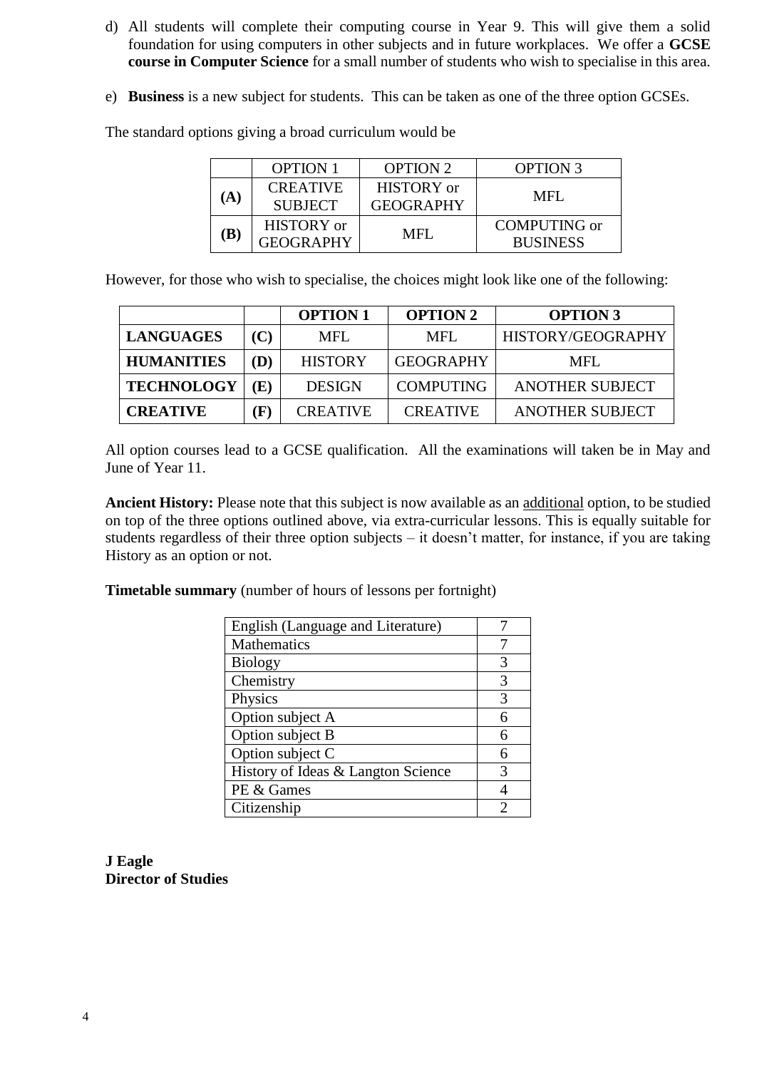d) All students will complete their computing course in Year 9. This will give them a solid foundation for using computers in other subjects and in future workplaces. We offer a **GCSE course in Computer Science** for a small number of students who wish to specialise in this area.

e) **Business** is a new subject for students. This can be taken as one of the three option GCSEs.

The standard options giving a broad curriculum would be

| | OPTION 1 | OPTION 2 | OPTION 3 |
|---|---|---|---|
| **(A)** | CREATIVE SUBJECT | HISTORY or GEOGRAPHY | MFL |
| **(B)** | HISTORY or GEOGRAPHY | MFL | COMPUTING or BUSINESS |

However, for those who wish to specialise, the choices might look like one of the following:

| | | **OPTION 1** | **OPTION 2** | **OPTION 3** |
|---|---|---|---|---|
| **LANGUAGES** | **(C)** | MFL | MFL | HISTORY/GEOGRAPHY |
| **HUMANITIES** | **(D)** | HISTORY | GEOGRAPHY | MFL |
| **TECHNOLOGY** | **(E)** | DESIGN | COMPUTING | ANOTHER SUBJECT |
| **CREATIVE** | **(F)** | CREATIVE | CREATIVE | ANOTHER SUBJECT |

All option courses lead to a GCSE qualification. All the examinations will taken be in May and June of Year 11.

**Ancient History:** Please note that this subject is now available as an additional option, to be studied on top of the three options outlined above, via extra-curricular lessons. This is equally suitable for students regardless of their three option subjects – it doesn't matter, for instance, if you are taking History as an option or not.

**Timetable summary** (number of hours of lessons per fortnight)

| | |
|---|---|
| English (Language and Literature) | 7 |
| Mathematics | 7 |
| Biology | 3 |
| Chemistry | 3 |
| Physics | 3 |
| Option subject A | 6 |
| Option subject B | 6 |
| Option subject C | 6 |
| History of Ideas & Langton Science | 3 |
| PE & Games | 4 |
| Citizenship | 2 |

**J Eagle**
**Director of Studies**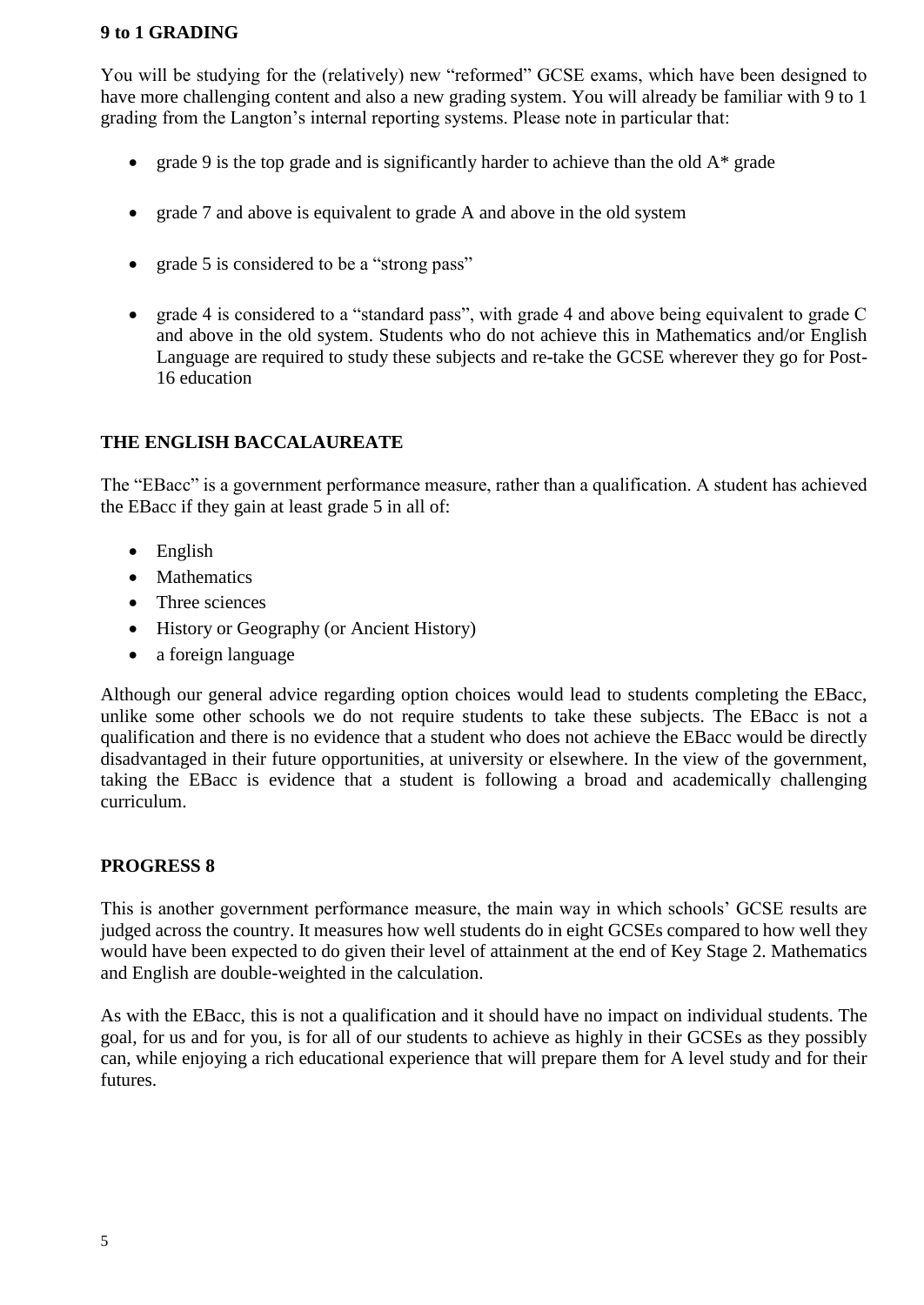## 9 to 1 GRADING

You will be studying for the (relatively) new "reformed" GCSE exams, which have been designed to have more challenging content and also a new grading system. You will already be familiar with 9 to 1 grading from the Langton's internal reporting systems. Please note in particular that:

- grade 9 is the top grade and is significantly harder to achieve than the old A* grade
- grade 7 and above is equivalent to grade A and above in the old system
- grade 5 is considered to be a "strong pass"
- grade 4 is considered to a "standard pass", with grade 4 and above being equivalent to grade C and above in the old system. Students who do not achieve this in Mathematics and/or English Language are required to study these subjects and re-take the GCSE wherever they go for Post-16 education

## THE ENGLISH BACCALAUREATE

The "EBacc" is a government performance measure, rather than a qualification. A student has achieved the EBacc if they gain at least grade 5 in all of:

- English
- Mathematics
- Three sciences
- History or Geography (or Ancient History)
- a foreign language

Although our general advice regarding option choices would lead to students completing the EBacc, unlike some other schools we do not require students to take these subjects. The EBacc is not a qualification and there is no evidence that a student who does not achieve the EBacc would be directly disadvantaged in their future opportunities, at university or elsewhere. In the view of the government, taking the EBacc is evidence that a student is following a broad and academically challenging curriculum.

## PROGRESS 8

This is another government performance measure, the main way in which schools' GCSE results are judged across the country. It measures how well students do in eight GCSEs compared to how well they would have been expected to do given their level of attainment at the end of Key Stage 2. Mathematics and English are double-weighted in the calculation.

As with the EBacc, this is not a qualification and it should have no impact on individual students. The goal, for us and for you, is for all of our students to achieve as highly in their GCSEs as they possibly can, while enjoying a rich educational experience that will prepare them for A level study and for their futures.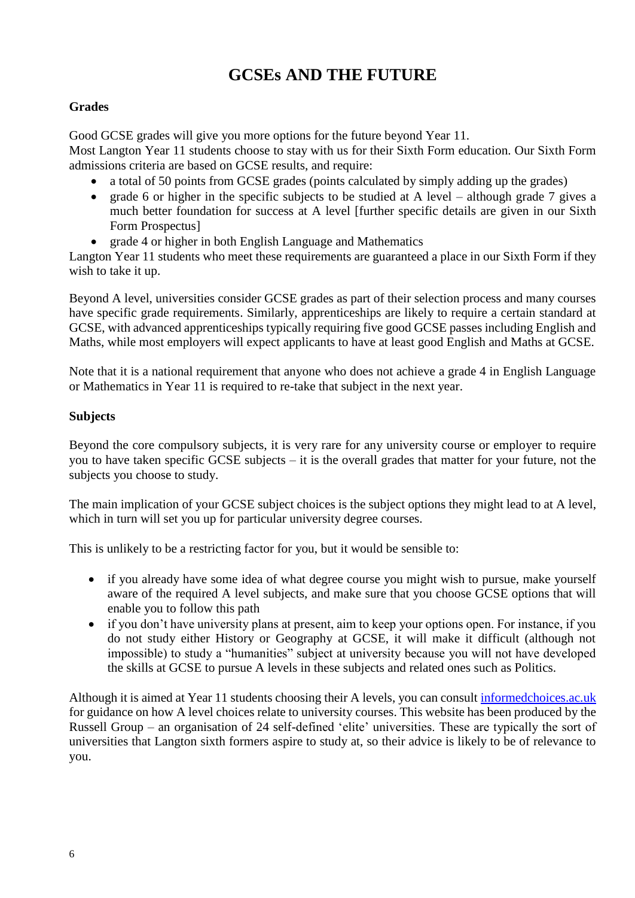# GCSEs AND THE FUTURE

### Grades

Good GCSE grades will give you more options for the future beyond Year 11.
Most Langton Year 11 students choose to stay with us for their Sixth Form education. Our Sixth Form admissions criteria are based on GCSE results, and require:

- a total of 50 points from GCSE grades (points calculated by simply adding up the grades)
- grade 6 or higher in the specific subjects to be studied at A level – although grade 7 gives a much better foundation for success at A level [further specific details are given in our Sixth Form Prospectus]
- grade 4 or higher in both English Language and Mathematics

Langton Year 11 students who meet these requirements are guaranteed a place in our Sixth Form if they wish to take it up.

Beyond A level, universities consider GCSE grades as part of their selection process and many courses have specific grade requirements. Similarly, apprenticeships are likely to require a certain standard at GCSE, with advanced apprenticeships typically requiring five good GCSE passes including English and Maths, while most employers will expect applicants to have at least good English and Maths at GCSE.

Note that it is a national requirement that anyone who does not achieve a grade 4 in English Language or Mathematics in Year 11 is required to re-take that subject in the next year.

### Subjects

Beyond the core compulsory subjects, it is very rare for any university course or employer to require you to have taken specific GCSE subjects – it is the overall grades that matter for your future, not the subjects you choose to study.

The main implication of your GCSE subject choices is the subject options they might lead to at A level, which in turn will set you up for particular university degree courses.

This is unlikely to be a restricting factor for you, but it would be sensible to:

- if you already have some idea of what degree course you might wish to pursue, make yourself aware of the required A level subjects, and make sure that you choose GCSE options that will enable you to follow this path
- if you don't have university plans at present, aim to keep your options open. For instance, if you do not study either History or Geography at GCSE, it will make it difficult (although not impossible) to study a "humanities" subject at university because you will not have developed the skills at GCSE to pursue A levels in these subjects and related ones such as Politics.

Although it is aimed at Year 11 students choosing their A levels, you can consult [informedchoices.ac.uk](informedchoices.ac.uk) for guidance on how A level choices relate to university courses. This website has been produced by the Russell Group – an organisation of 24 self-defined 'elite' universities. These are typically the sort of universities that Langton sixth formers aspire to study at, so their advice is likely to be of relevance to you.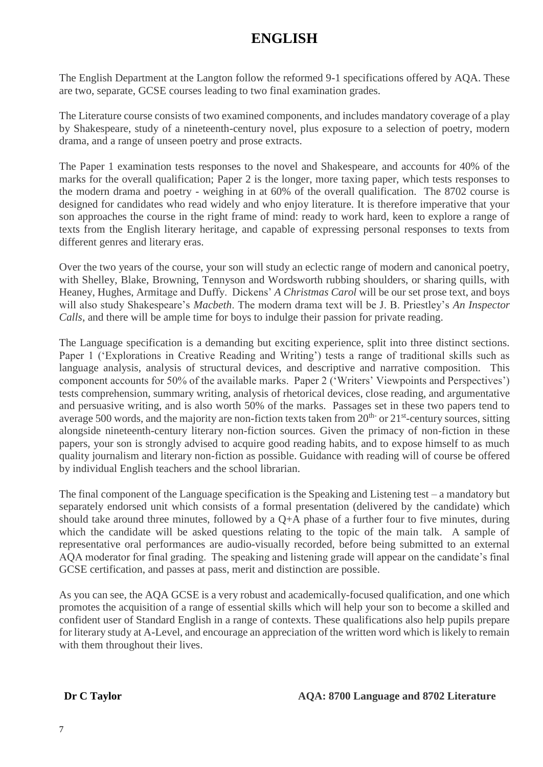# ENGLISH

The English Department at the Langton follow the reformed 9-1 specifications offered by AQA. These are two, separate, GCSE courses leading to two final examination grades.

The Literature course consists of two examined components, and includes mandatory coverage of a play by Shakespeare, study of a nineteenth-century novel, plus exposure to a selection of poetry, modern drama, and a range of unseen poetry and prose extracts.

The Paper 1 examination tests responses to the novel and Shakespeare, and accounts for 40% of the marks for the overall qualification; Paper 2 is the longer, more taxing paper, which tests responses to the modern drama and poetry - weighing in at 60% of the overall qualification. The 8702 course is designed for candidates who read widely and who enjoy literature. It is therefore imperative that your son approaches the course in the right frame of mind: ready to work hard, keen to explore a range of texts from the English literary heritage, and capable of expressing personal responses to texts from different genres and literary eras.

Over the two years of the course, your son will study an eclectic range of modern and canonical poetry, with Shelley, Blake, Browning, Tennyson and Wordsworth rubbing shoulders, or sharing quills, with Heaney, Hughes, Armitage and Duffy. Dickens' *A Christmas Carol* will be our set prose text, and boys will also study Shakespeare's *Macbeth*. The modern drama text will be J. B. Priestley's *An Inspector Calls*, and there will be ample time for boys to indulge their passion for private reading.

The Language specification is a demanding but exciting experience, split into three distinct sections. Paper 1 ('Explorations in Creative Reading and Writing') tests a range of traditional skills such as language analysis, analysis of structural devices, and descriptive and narrative composition. This component accounts for 50% of the available marks. Paper 2 ('Writers' Viewpoints and Perspectives') tests comprehension, summary writing, analysis of rhetorical devices, close reading, and argumentative and persuasive writing, and is also worth 50% of the marks. Passages set in these two papers tend to average 500 words, and the majority are non-fiction texts taken from 20th- or 21st-century sources, sitting alongside nineteenth-century literary non-fiction sources. Given the primacy of non-fiction in these papers, your son is strongly advised to acquire good reading habits, and to expose himself to as much quality journalism and literary non-fiction as possible. Guidance with reading will of course be offered by individual English teachers and the school librarian.

The final component of the Language specification is the Speaking and Listening test – a mandatory but separately endorsed unit which consists of a formal presentation (delivered by the candidate) which should take around three minutes, followed by a Q+A phase of a further four to five minutes, during which the candidate will be asked questions relating to the topic of the main talk. A sample of representative oral performances are audio-visually recorded, before being submitted to an external AQA moderator for final grading. The speaking and listening grade will appear on the candidate's final GCSE certification, and passes at pass, merit and distinction are possible.

As you can see, the AQA GCSE is a very robust and academically-focused qualification, and one which promotes the acquisition of a range of essential skills which will help your son to become a skilled and confident user of Standard English in a range of contexts. These qualifications also help pupils prepare for literary study at A-Level, and encourage an appreciation of the written word which is likely to remain with them throughout their lives.

**Dr C Taylor** **AQA: 8700 Language and 8702 Literature**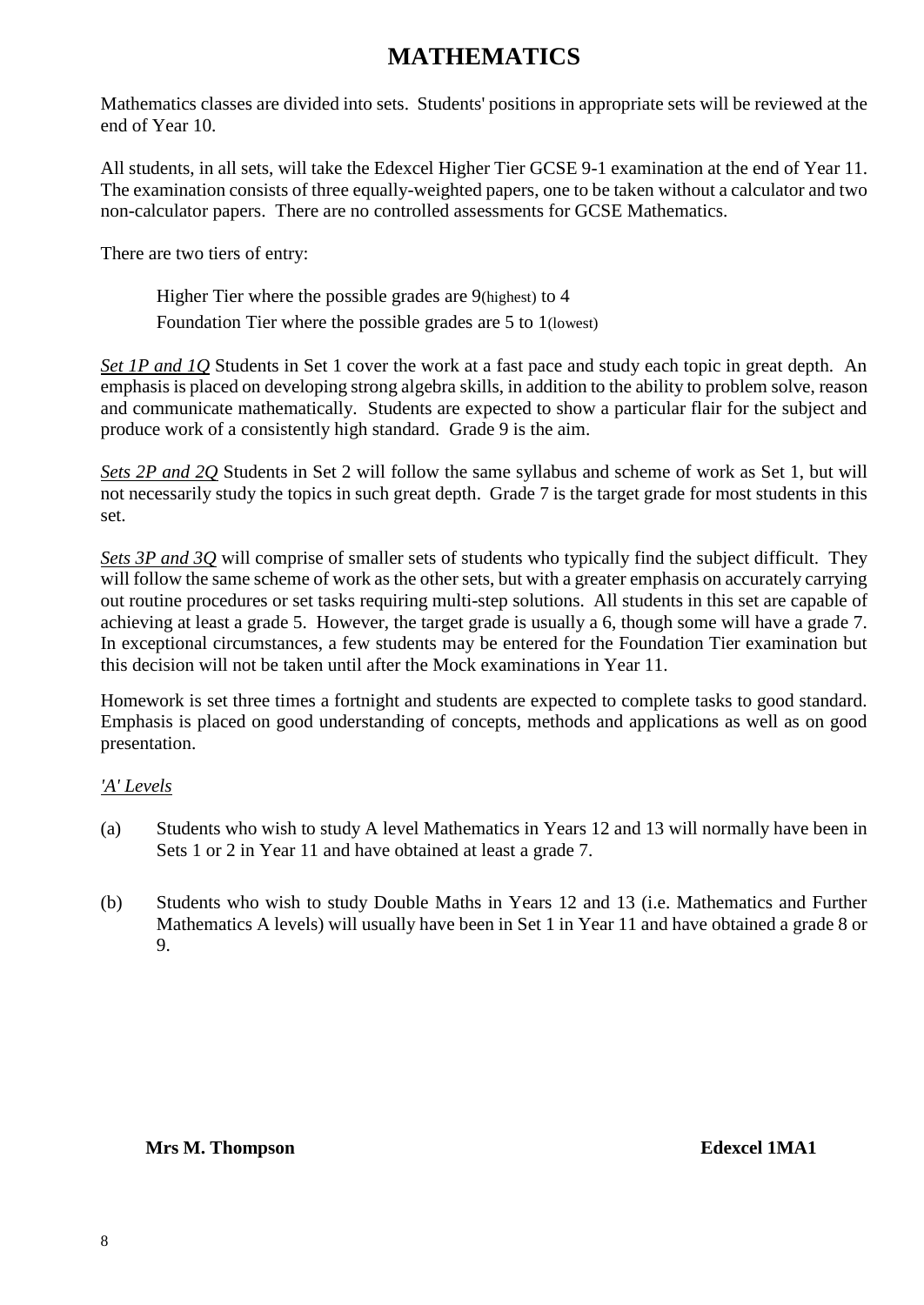# MATHEMATICS

Mathematics classes are divided into sets. Students' positions in appropriate sets will be reviewed at the end of Year 10.

All students, in all sets, will take the Edexcel Higher Tier GCSE 9-1 examination at the end of Year 11. The examination consists of three equally-weighted papers, one to be taken without a calculator and two non-calculator papers. There are no controlled assessments for GCSE Mathematics.

There are two tiers of entry:

> Higher Tier where the possible grades are 9(highest) to 4
>
> Foundation Tier where the possible grades are 5 to 1(lowest)

*Set 1P and 1Q* Students in Set 1 cover the work at a fast pace and study each topic in great depth. An emphasis is placed on developing strong algebra skills, in addition to the ability to problem solve, reason and communicate mathematically. Students are expected to show a particular flair for the subject and produce work of a consistently high standard. Grade 9 is the aim.

*Sets 2P and 2Q* Students in Set 2 will follow the same syllabus and scheme of work as Set 1, but will not necessarily study the topics in such great depth. Grade 7 is the target grade for most students in this set.

*Sets 3P and 3Q* will comprise of smaller sets of students who typically find the subject difficult. They will follow the same scheme of work as the other sets, but with a greater emphasis on accurately carrying out routine procedures or set tasks requiring multi-step solutions. All students in this set are capable of achieving at least a grade 5. However, the target grade is usually a 6, though some will have a grade 7. In exceptional circumstances, a few students may be entered for the Foundation Tier examination but this decision will not be taken until after the Mock examinations in Year 11.

Homework is set three times a fortnight and students are expected to complete tasks to good standard. Emphasis is placed on good understanding of concepts, methods and applications as well as on good presentation.

*'A' Levels*

(a) Students who wish to study A level Mathematics in Years 12 and 13 will normally have been in Sets 1 or 2 in Year 11 and have obtained at least a grade 7.

(b) Students who wish to study Double Maths in Years 12 and 13 (i.e. Mathematics and Further Mathematics A levels) will usually have been in Set 1 in Year 11 and have obtained a grade 8 or 9.

**Mrs M. Thompson** **Edexcel 1MA1**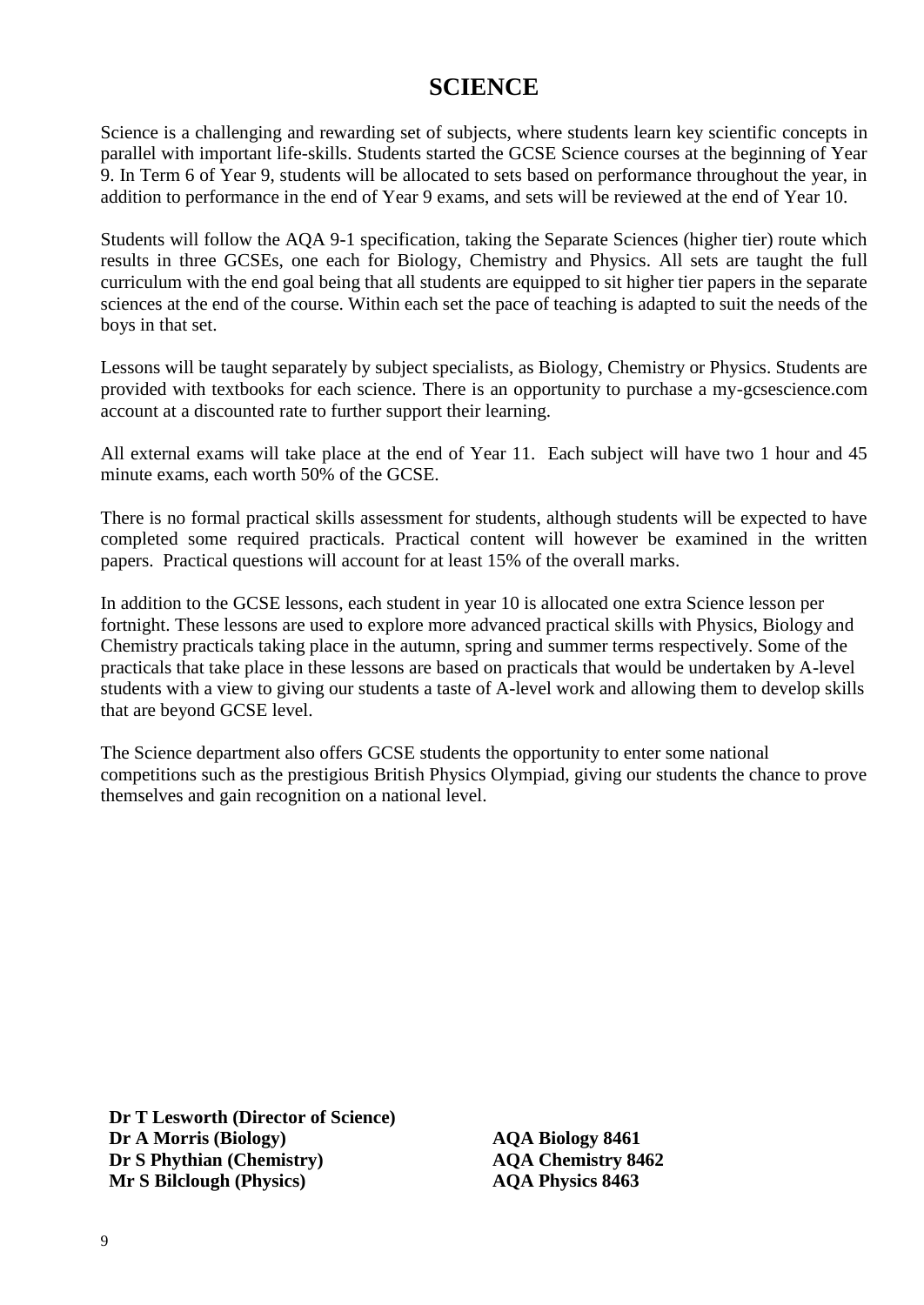# SCIENCE

Science is a challenging and rewarding set of subjects, where students learn key scientific concepts in parallel with important life-skills. Students started the GCSE Science courses at the beginning of Year 9. In Term 6 of Year 9, students will be allocated to sets based on performance throughout the year, in addition to performance in the end of Year 9 exams, and sets will be reviewed at the end of Year 10.

Students will follow the AQA 9-1 specification, taking the Separate Sciences (higher tier) route which results in three GCSEs, one each for Biology, Chemistry and Physics. All sets are taught the full curriculum with the end goal being that all students are equipped to sit higher tier papers in the separate sciences at the end of the course. Within each set the pace of teaching is adapted to suit the needs of the boys in that set.

Lessons will be taught separately by subject specialists, as Biology, Chemistry or Physics. Students are provided with textbooks for each science. There is an opportunity to purchase a my-gcsescience.com account at a discounted rate to further support their learning.

All external exams will take place at the end of Year 11. Each subject will have two 1 hour and 45 minute exams, each worth 50% of the GCSE.

There is no formal practical skills assessment for students, although students will be expected to have completed some required practicals. Practical content will however be examined in the written papers. Practical questions will account for at least 15% of the overall marks.

In addition to the GCSE lessons, each student in year 10 is allocated one extra Science lesson per fortnight. These lessons are used to explore more advanced practical skills with Physics, Biology and Chemistry practicals taking place in the autumn, spring and summer terms respectively. Some of the practicals that take place in these lessons are based on practicals that would be undertaken by A-level students with a view to giving our students a taste of A-level work and allowing them to develop skills that are beyond GCSE level.

The Science department also offers GCSE students the opportunity to enter some national competitions such as the prestigious British Physics Olympiad, giving our students the chance to prove themselves and gain recognition on a national level.

**Dr T Lesworth (Director of Science)**
**Dr A Morris (Biology)**
**Dr S Phythian (Chemistry)**
**Mr S Bilclough (Physics)**

**AQA Biology 8461**
**AQA Chemistry 8462**
**AQA Physics 8463**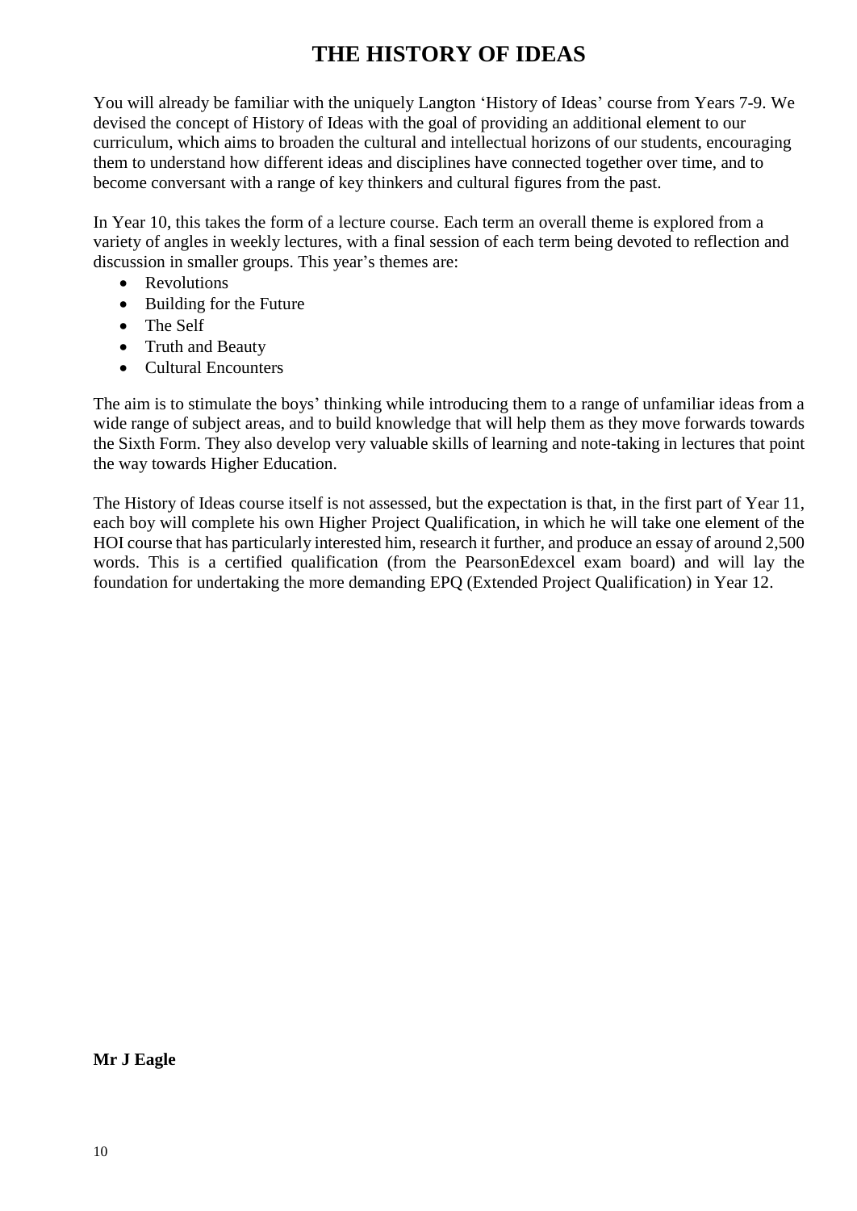# THE HISTORY OF IDEAS

You will already be familiar with the uniquely Langton 'History of Ideas' course from Years 7-9. We devised the concept of History of Ideas with the goal of providing an additional element to our curriculum, which aims to broaden the cultural and intellectual horizons of our students, encouraging them to understand how different ideas and disciplines have connected together over time, and to become conversant with a range of key thinkers and cultural figures from the past.

In Year 10, this takes the form of a lecture course. Each term an overall theme is explored from a variety of angles in weekly lectures, with a final session of each term being devoted to reflection and discussion in smaller groups. This year's themes are:

- Revolutions
- Building for the Future
- The Self
- Truth and Beauty
- Cultural Encounters

The aim is to stimulate the boys' thinking while introducing them to a range of unfamiliar ideas from a wide range of subject areas, and to build knowledge that will help them as they move forwards towards the Sixth Form. They also develop very valuable skills of learning and note-taking in lectures that point the way towards Higher Education.

The History of Ideas course itself is not assessed, but the expectation is that, in the first part of Year 11, each boy will complete his own Higher Project Qualification, in which he will take one element of the HOI course that has particularly interested him, research it further, and produce an essay of around 2,500 words. This is a certified qualification (from the PearsonEdexcel exam board) and will lay the foundation for undertaking the more demanding EPQ (Extended Project Qualification) in Year 12.

**Mr J Eagle**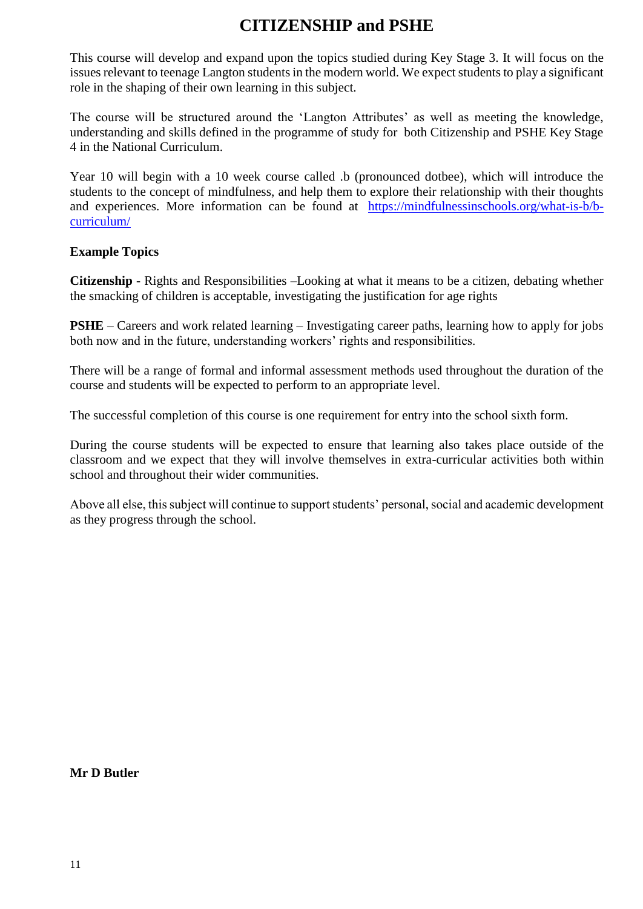# CITIZENSHIP and PSHE

This course will develop and expand upon the topics studied during Key Stage 3. It will focus on the issues relevant to teenage Langton students in the modern world. We expect students to play a significant role in the shaping of their own learning in this subject.

The course will be structured around the 'Langton Attributes' as well as meeting the knowledge, understanding and skills defined in the programme of study for both Citizenship and PSHE Key Stage 4 in the National Curriculum.

Year 10 will begin with a 10 week course called .b (pronounced dotbee), which will introduce the students to the concept of mindfulness, and help them to explore their relationship with their thoughts and experiences. More information can be found at [https://mindfulnessinschools.org/what-is-b/b-curriculum/](https://mindfulnessinschools.org/what-is-b/b-curriculum/)

**Example Topics**

**Citizenship** - Rights and Responsibilities –Looking at what it means to be a citizen, debating whether the smacking of children is acceptable, investigating the justification for age rights

**PSHE** – Careers and work related learning – Investigating career paths, learning how to apply for jobs both now and in the future, understanding workers' rights and responsibilities.

There will be a range of formal and informal assessment methods used throughout the duration of the course and students will be expected to perform to an appropriate level.

The successful completion of this course is one requirement for entry into the school sixth form.

During the course students will be expected to ensure that learning also takes place outside of the classroom and we expect that they will involve themselves in extra-curricular activities both within school and throughout their wider communities.

Above all else, this subject will continue to support students' personal, social and academic development as they progress through the school.

**Mr D Butler**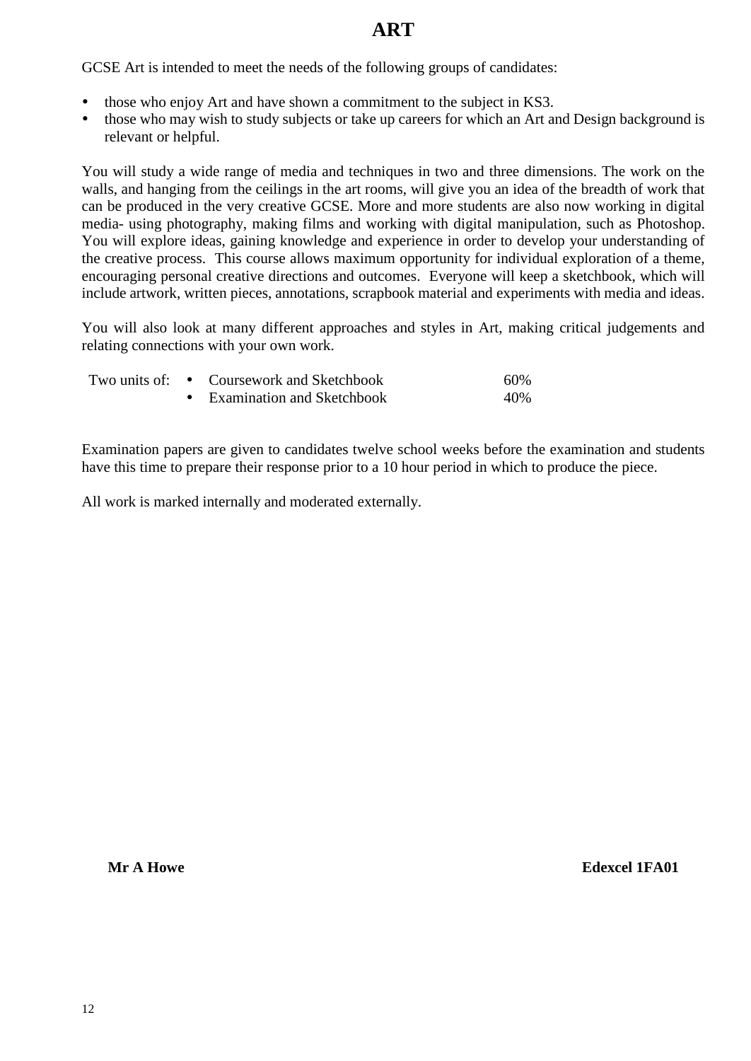# ART

GCSE Art is intended to meet the needs of the following groups of candidates:

- those who enjoy Art and have shown a commitment to the subject in KS3.
- those who may wish to study subjects or take up careers for which an Art and Design background is relevant or helpful.

You will study a wide range of media and techniques in two and three dimensions. The work on the walls, and hanging from the ceilings in the art rooms, will give you an idea of the breadth of work that can be produced in the very creative GCSE. More and more students are also now working in digital media- using photography, making films and working with digital manipulation, such as Photoshop. You will explore ideas, gaining knowledge and experience in order to develop your understanding of the creative process. This course allows maximum opportunity for individual exploration of a theme, encouraging personal creative directions and outcomes. Everyone will keep a sketchbook, which will include artwork, written pieces, annotations, scrapbook material and experiments with media and ideas.

You will also look at many different approaches and styles in Art, making critical judgements and relating connections with your own work.

Two units of:

- Coursework and Sketchbook 60%
- Examination and Sketchbook 40%

Examination papers are given to candidates twelve school weeks before the examination and students have this time to prepare their response prior to a 10 hour period in which to produce the piece.

All work is marked internally and moderated externally.

**Mr A Howe** **Edexcel 1FA01**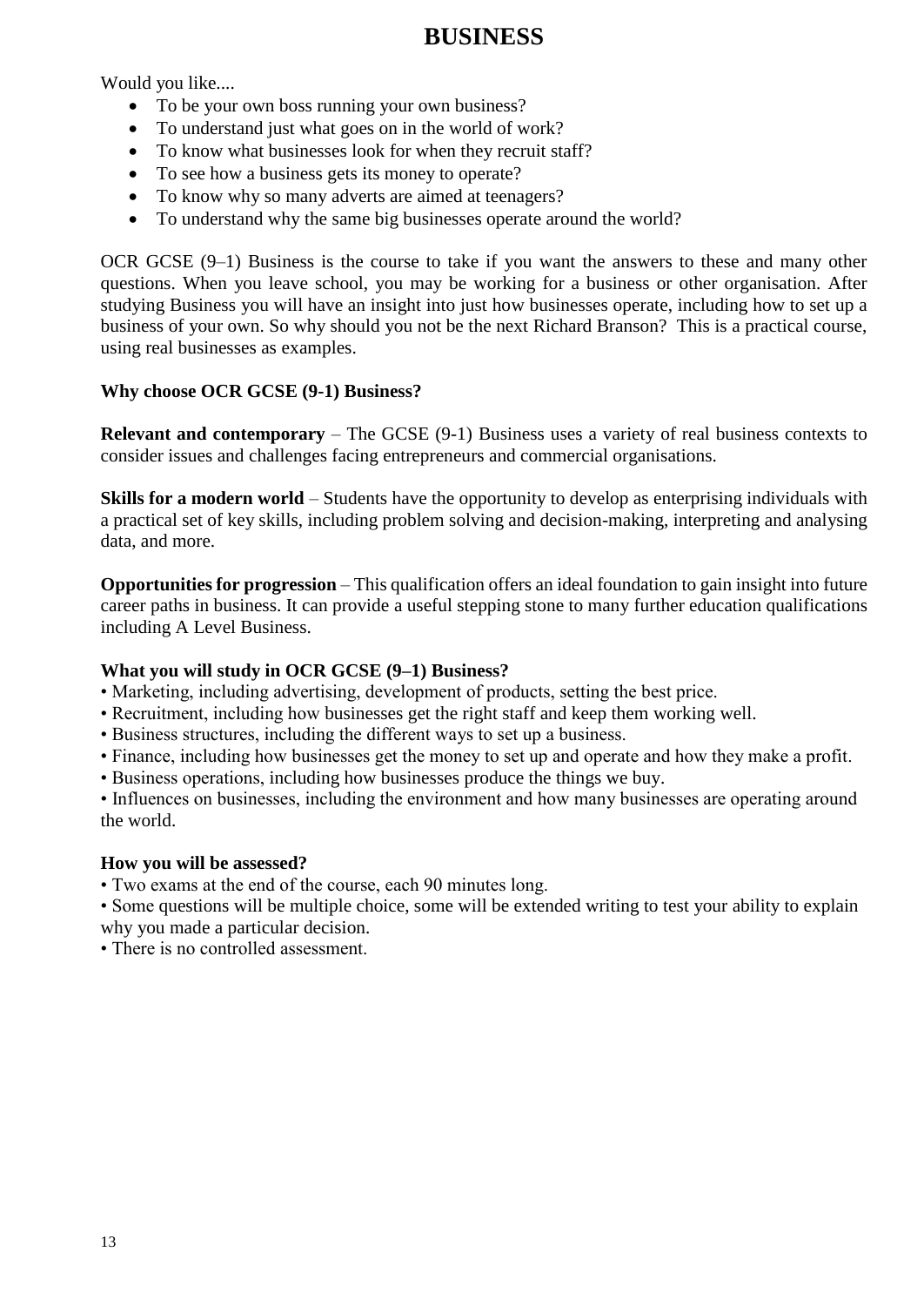# BUSINESS

Would you like....

- To be your own boss running your own business?
- To understand just what goes on in the world of work?
- To know what businesses look for when they recruit staff?
- To see how a business gets its money to operate?
- To know why so many adverts are aimed at teenagers?
- To understand why the same big businesses operate around the world?

OCR GCSE (9–1) Business is the course to take if you want the answers to these and many other questions. When you leave school, you may be working for a business or other organisation. After studying Business you will have an insight into just how businesses operate, including how to set up a business of your own. So why should you not be the next Richard Branson? This is a practical course, using real businesses as examples.

**Why choose OCR GCSE (9-1) Business?**

**Relevant and contemporary** – The GCSE (9-1) Business uses a variety of real business contexts to consider issues and challenges facing entrepreneurs and commercial organisations.

**Skills for a modern world** – Students have the opportunity to develop as enterprising individuals with a practical set of key skills, including problem solving and decision-making, interpreting and analysing data, and more.

**Opportunities for progression** – This qualification offers an ideal foundation to gain insight into future career paths in business. It can provide a useful stepping stone to many further education qualifications including A Level Business.

**What you will study in OCR GCSE (9–1) Business?**

- Marketing, including advertising, development of products, setting the best price.
- Recruitment, including how businesses get the right staff and keep them working well.
- Business structures, including the different ways to set up a business.
- Finance, including how businesses get the money to set up and operate and how they make a profit.
- Business operations, including how businesses produce the things we buy.
- Influences on businesses, including the environment and how many businesses are operating around the world.

**How you will be assessed?**

- Two exams at the end of the course, each 90 minutes long.
- Some questions will be multiple choice, some will be extended writing to test your ability to explain why you made a particular decision.
- There is no controlled assessment.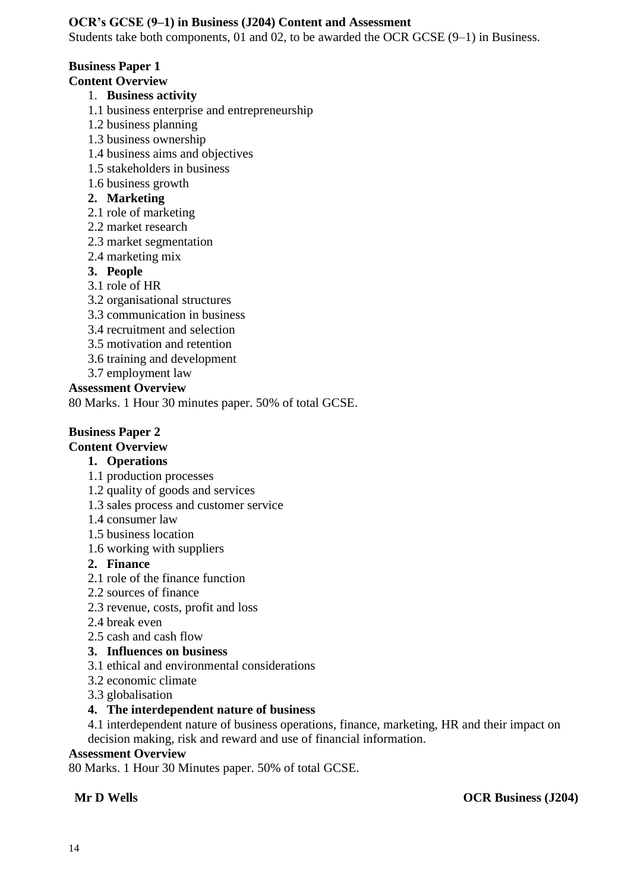**OCR's GCSE (9–1) in Business (J204) Content and Assessment**

Students take both components, 01 and 02, to be awarded the OCR GCSE (9–1) in Business.

**Business Paper 1**

**Content Overview**

1. **Business activity**

1.1 business enterprise and entrepreneurship
1.2 business planning
1.3 business ownership
1.4 business aims and objectives
1.5 stakeholders in business
1.6 business growth

2. **Marketing**

2.1 role of marketing
2.2 market research
2.3 market segmentation
2.4 marketing mix

3. **People**

3.1 role of HR
3.2 organisational structures
3.3 communication in business
3.4 recruitment and selection
3.5 motivation and retention
3.6 training and development
3.7 employment law

**Assessment Overview**

80 Marks. 1 Hour 30 minutes paper. 50% of total GCSE.

**Business Paper 2**

**Content Overview**

1. **Operations**

1.1 production processes
1.2 quality of goods and services
1.3 sales process and customer service
1.4 consumer law
1.5 business location
1.6 working with suppliers

2. **Finance**

2.1 role of the finance function
2.2 sources of finance
2.3 revenue, costs, profit and loss
2.4 break even
2.5 cash and cash flow

3. **Influences on business**

3.1 ethical and environmental considerations
3.2 economic climate
3.3 globalisation

4. **The interdependent nature of business**

4.1 interdependent nature of business operations, finance, marketing, HR and their impact on decision making, risk and reward and use of financial information.

**Assessment Overview**

80 Marks. 1 Hour 30 Minutes paper. 50% of total GCSE.

**Mr D Wells** **OCR Business (J204)**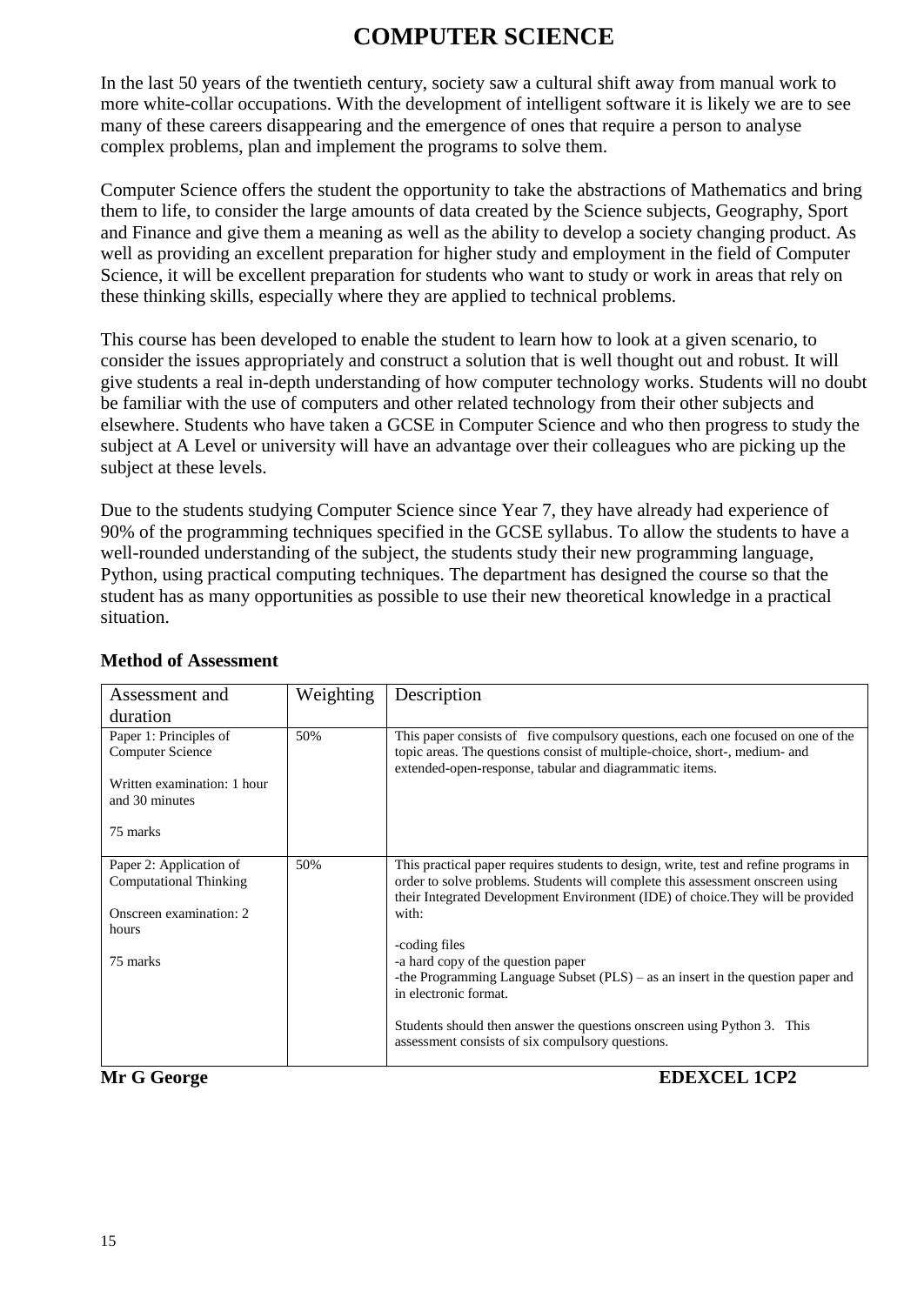# COMPUTER SCIENCE

In the last 50 years of the twentieth century, society saw a cultural shift away from manual work to more white-collar occupations. With the development of intelligent software it is likely we are to see many of these careers disappearing and the emergence of ones that require a person to analyse complex problems, plan and implement the programs to solve them.

Computer Science offers the student the opportunity to take the abstractions of Mathematics and bring them to life, to consider the large amounts of data created by the Science subjects, Geography, Sport and Finance and give them a meaning as well as the ability to develop a society changing product. As well as providing an excellent preparation for higher study and employment in the field of Computer Science, it will be excellent preparation for students who want to study or work in areas that rely on these thinking skills, especially where they are applied to technical problems.

This course has been developed to enable the student to learn how to look at a given scenario, to consider the issues appropriately and construct a solution that is well thought out and robust. It will give students a real in-depth understanding of how computer technology works. Students will no doubt be familiar with the use of computers and other related technology from their other subjects and elsewhere. Students who have taken a GCSE in Computer Science and who then progress to study the subject at A Level or university will have an advantage over their colleagues who are picking up the subject at these levels.

Due to the students studying Computer Science since Year 7, they have already had experience of 90% of the programming techniques specified in the GCSE syllabus. To allow the students to have a well-rounded understanding of the subject, the students study their new programming language, Python, using practical computing techniques. The department has designed the course so that the student has as many opportunities as possible to use their new theoretical knowledge in a practical situation.

**Method of Assessment**

| Assessment and duration | Weighting | Description |
|---|---|---|
| Paper 1: Principles of Computer Science<br><br>Written examination: 1 hour and 30 minutes<br><br>75 marks | 50% | This paper consists of five compulsory questions, each one focused on one of the topic areas. The questions consist of multiple-choice, short-, medium- and extended-open-response, tabular and diagrammatic items. |
| Paper 2: Application of Computational Thinking<br><br>Onscreen examination: 2 hours<br><br>75 marks | 50% | This practical paper requires students to design, write, test and refine programs in order to solve problems. Students will complete this assessment onscreen using their Integrated Development Environment (IDE) of choice.They will be provided with:<br><br>-coding files<br>-a hard copy of the question paper<br>-the Programming Language Subset (PLS) – as an insert in the question paper and in electronic format.<br><br>Students should then answer the questions onscreen using Python 3. This assessment consists of six compulsory questions. |

**Mr G George** **EDEXCEL 1CP2**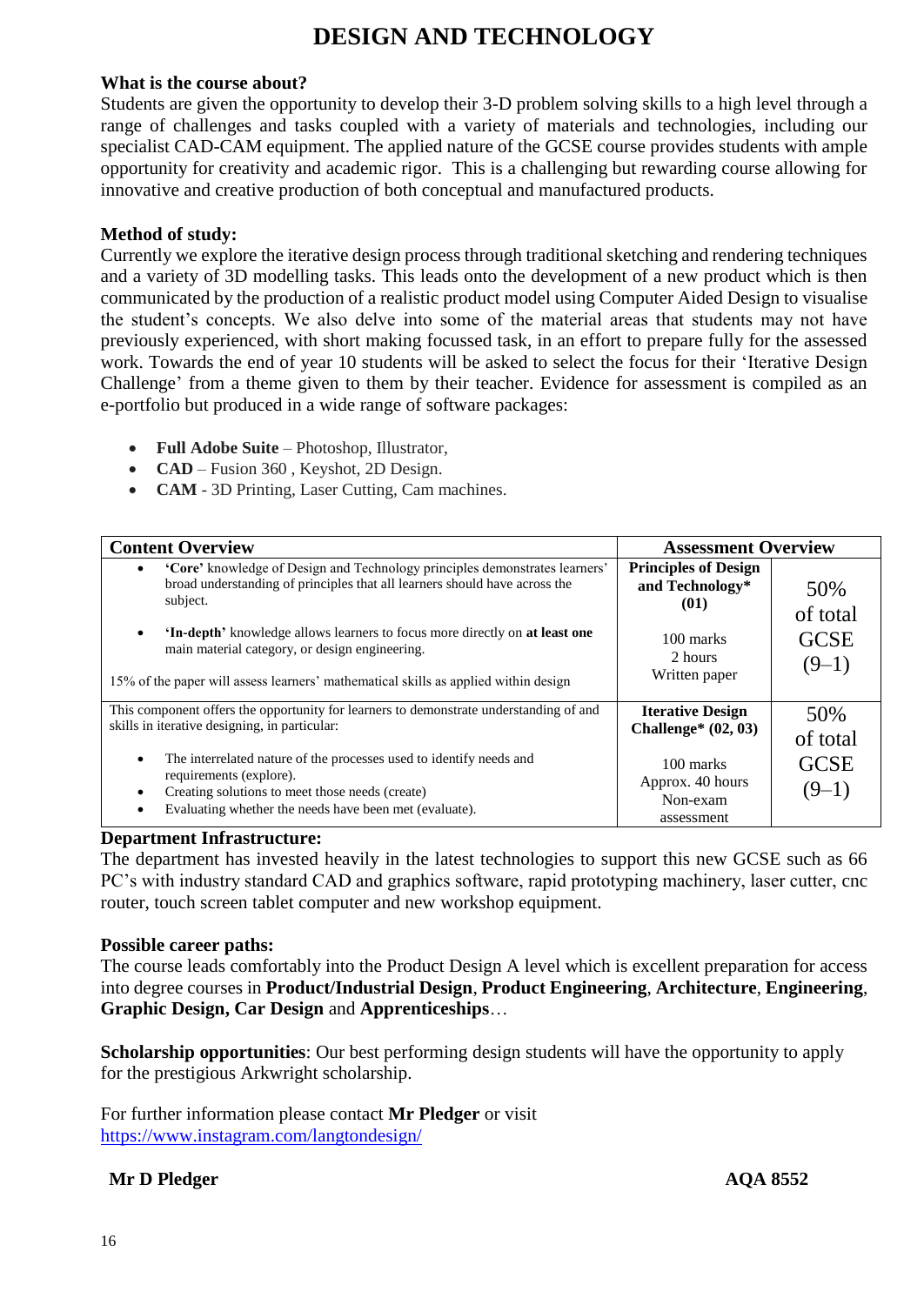# DESIGN AND TECHNOLOGY

**What is the course about?**

Students are given the opportunity to develop their 3-D problem solving skills to a high level through a range of challenges and tasks coupled with a variety of materials and technologies, including our specialist CAD-CAM equipment. The applied nature of the GCSE course provides students with ample opportunity for creativity and academic rigor. This is a challenging but rewarding course allowing for innovative and creative production of both conceptual and manufactured products.

**Method of study:**

Currently we explore the iterative design process through traditional sketching and rendering techniques and a variety of 3D modelling tasks. This leads onto the development of a new product which is then communicated by the production of a realistic product model using Computer Aided Design to visualise the student's concepts. We also delve into some of the material areas that students may not have previously experienced, with short making focussed task, in an effort to prepare fully for the assessed work. Towards the end of year 10 students will be asked to select the focus for their 'Iterative Design Challenge' from a theme given to them by their teacher. Evidence for assessment is compiled as an e-portfolio but produced in a wide range of software packages:

- **Full Adobe Suite** – Photoshop, Illustrator,
- **CAD** – Fusion 360 , Keyshot, 2D Design.
- **CAM** - 3D Printing, Laser Cutting, Cam machines.

| Content Overview | Assessment Overview | |
|---|---|---|
| • **'Core'** knowledge of Design and Technology principles demonstrates learners' broad understanding of principles that all learners should have across the subject.<br><br>• **'In-depth'** knowledge allows learners to focus more directly on **at least one** main material category, or design engineering.<br><br>15% of the paper will assess learners' mathematical skills as applied within design | **Principles of Design and Technology\* (01)**<br><br>100 marks<br>2 hours<br>Written paper | 50% of total GCSE (9–1) |
| This component offers the opportunity for learners to demonstrate understanding of and skills in iterative designing, in particular:<br><br>• The interrelated nature of the processes used to identify needs and requirements (explore).<br>• Creating solutions to meet those needs (create)<br>• Evaluating whether the needs have been met (evaluate). | **Iterative Design Challenge\* (02, 03)**<br><br>100 marks<br>Approx. 40 hours<br>Non-exam assessment | 50% of total GCSE (9–1) |

**Department Infrastructure:**

The department has invested heavily in the latest technologies to support this new GCSE such as 66 PC's with industry standard CAD and graphics software, rapid prototyping machinery, laser cutter, cnc router, touch screen tablet computer and new workshop equipment.

**Possible career paths:**

The course leads comfortably into the Product Design A level which is excellent preparation for access into degree courses in **Product/Industrial Design**, **Product Engineering**, **Architecture**, **Engineering**, **Graphic Design, Car Design** and **Apprenticeships**…

**Scholarship opportunities**: Our best performing design students will have the opportunity to apply for the prestigious Arkwright scholarship.

For further information please contact **Mr Pledger** or visit
https://www.instagram.com/langtondesign/

**Mr D Pledger** **AQA 8552**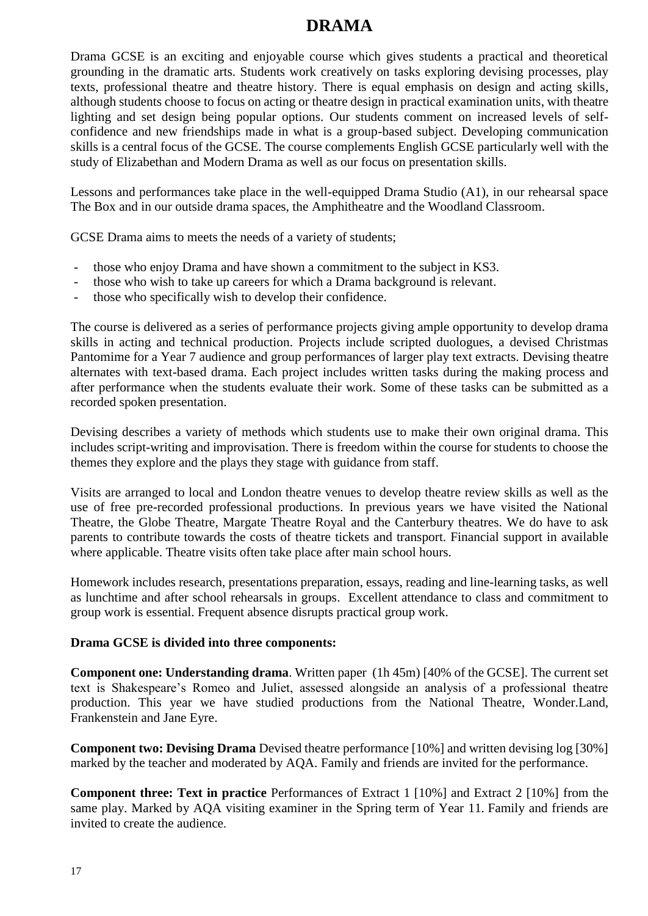# DRAMA

Drama GCSE is an exciting and enjoyable course which gives students a practical and theoretical grounding in the dramatic arts. Students work creatively on tasks exploring devising processes, play texts, professional theatre and theatre history. There is equal emphasis on design and acting skills, although students choose to focus on acting or theatre design in practical examination units, with theatre lighting and set design being popular options. Our students comment on increased levels of self-confidence and new friendships made in what is a group-based subject. Developing communication skills is a central focus of the GCSE. The course complements English GCSE particularly well with the study of Elizabethan and Modern Drama as well as our focus on presentation skills.

Lessons and performances take place in the well-equipped Drama Studio (A1), in our rehearsal space The Box and in our outside drama spaces, the Amphitheatre and the Woodland Classroom.

GCSE Drama aims to meets the needs of a variety of students;

- those who enjoy Drama and have shown a commitment to the subject in KS3.
- those who wish to take up careers for which a Drama background is relevant.
- those who specifically wish to develop their confidence.

The course is delivered as a series of performance projects giving ample opportunity to develop drama skills in acting and technical production. Projects include scripted duologues, a devised Christmas Pantomime for a Year 7 audience and group performances of larger play text extracts. Devising theatre alternates with text-based drama. Each project includes written tasks during the making process and after performance when the students evaluate their work. Some of these tasks can be submitted as a recorded spoken presentation.

Devising describes a variety of methods which students use to make their own original drama. This includes script-writing and improvisation. There is freedom within the course for students to choose the themes they explore and the plays they stage with guidance from staff.

Visits are arranged to local and London theatre venues to develop theatre review skills as well as the use of free pre-recorded professional productions. In previous years we have visited the National Theatre, the Globe Theatre, Margate Theatre Royal and the Canterbury theatres. We do have to ask parents to contribute towards the costs of theatre tickets and transport. Financial support in available where applicable. Theatre visits often take place after main school hours.

Homework includes research, presentations preparation, essays, reading and line-learning tasks, as well as lunchtime and after school rehearsals in groups. Excellent attendance to class and commitment to group work is essential. Frequent absence disrupts practical group work.

**Drama GCSE is divided into three components:**

**Component one: Understanding drama**. Written paper (1h 45m) [40% of the GCSE]. The current set text is Shakespeare's Romeo and Juliet, assessed alongside an analysis of a professional theatre production. This year we have studied productions from the National Theatre, Wonder.Land, Frankenstein and Jane Eyre.

**Component two: Devising Drama** Devised theatre performance [10%] and written devising log [30%] marked by the teacher and moderated by AQA. Family and friends are invited for the performance.

**Component three: Text in practice** Performances of Extract 1 [10%] and Extract 2 [10%] from the same play. Marked by AQA visiting examiner in the Spring term of Year 11. Family and friends are invited to create the audience.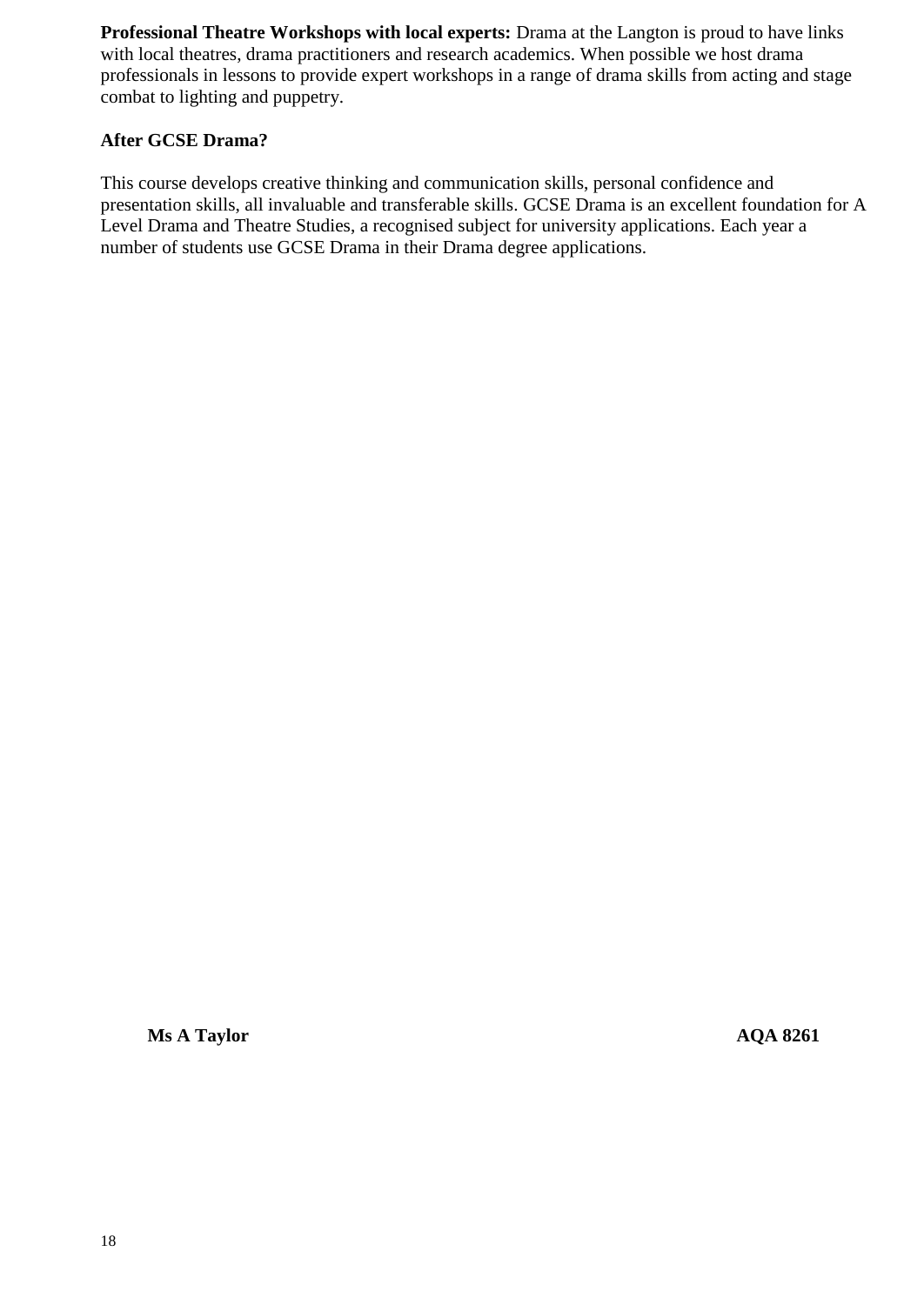**Professional Theatre Workshops with local experts:** Drama at the Langton is proud to have links with local theatres, drama practitioners and research academics. When possible we host drama professionals in lessons to provide expert workshops in a range of drama skills from acting and stage combat to lighting and puppetry.

**After GCSE Drama?**

This course develops creative thinking and communication skills, personal confidence and presentation skills, all invaluable and transferable skills. GCSE Drama is an excellent foundation for A Level Drama and Theatre Studies, a recognised subject for university applications. Each year a number of students use GCSE Drama in their Drama degree applications.

**Ms A Taylor** **AQA 8261**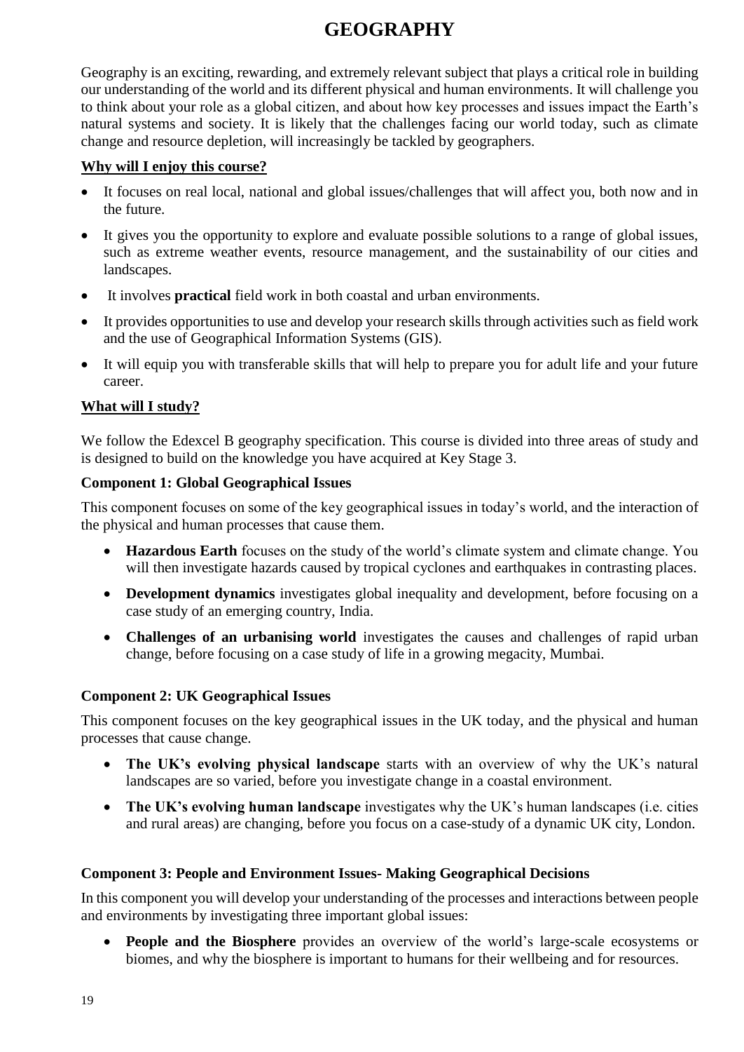# GEOGRAPHY

Geography is an exciting, rewarding, and extremely relevant subject that plays a critical role in building our understanding of the world and its different physical and human environments. It will challenge you to think about your role as a global citizen, and about how key processes and issues impact the Earth's natural systems and society. It is likely that the challenges facing our world today, such as climate change and resource depletion, will increasingly be tackled by geographers.

**Why will I enjoy this course?**

- It focuses on real local, national and global issues/challenges that will affect you, both now and in the future.
- It gives you the opportunity to explore and evaluate possible solutions to a range of global issues, such as extreme weather events, resource management, and the sustainability of our cities and landscapes.
- It involves **practical** field work in both coastal and urban environments.
- It provides opportunities to use and develop your research skills through activities such as field work and the use of Geographical Information Systems (GIS).
- It will equip you with transferable skills that will help to prepare you for adult life and your future career.

**What will I study?**

We follow the Edexcel B geography specification. This course is divided into three areas of study and is designed to build on the knowledge you have acquired at Key Stage 3.

**Component 1: Global Geographical Issues**

This component focuses on some of the key geographical issues in today's world, and the interaction of the physical and human processes that cause them.

- **Hazardous Earth** focuses on the study of the world's climate system and climate change. You will then investigate hazards caused by tropical cyclones and earthquakes in contrasting places.
- **Development dynamics** investigates global inequality and development, before focusing on a case study of an emerging country, India.
- **Challenges of an urbanising world** investigates the causes and challenges of rapid urban change, before focusing on a case study of life in a growing megacity, Mumbai.

**Component 2: UK Geographical Issues**

This component focuses on the key geographical issues in the UK today, and the physical and human processes that cause change.

- **The UK's evolving physical landscape** starts with an overview of why the UK's natural landscapes are so varied, before you investigate change in a coastal environment.
- **The UK's evolving human landscape** investigates why the UK's human landscapes (i.e. cities and rural areas) are changing, before you focus on a case-study of a dynamic UK city, London.

**Component 3: People and Environment Issues- Making Geographical Decisions**

In this component you will develop your understanding of the processes and interactions between people and environments by investigating three important global issues:

- **People and the Biosphere** provides an overview of the world's large-scale ecosystems or biomes, and why the biosphere is important to humans for their wellbeing and for resources.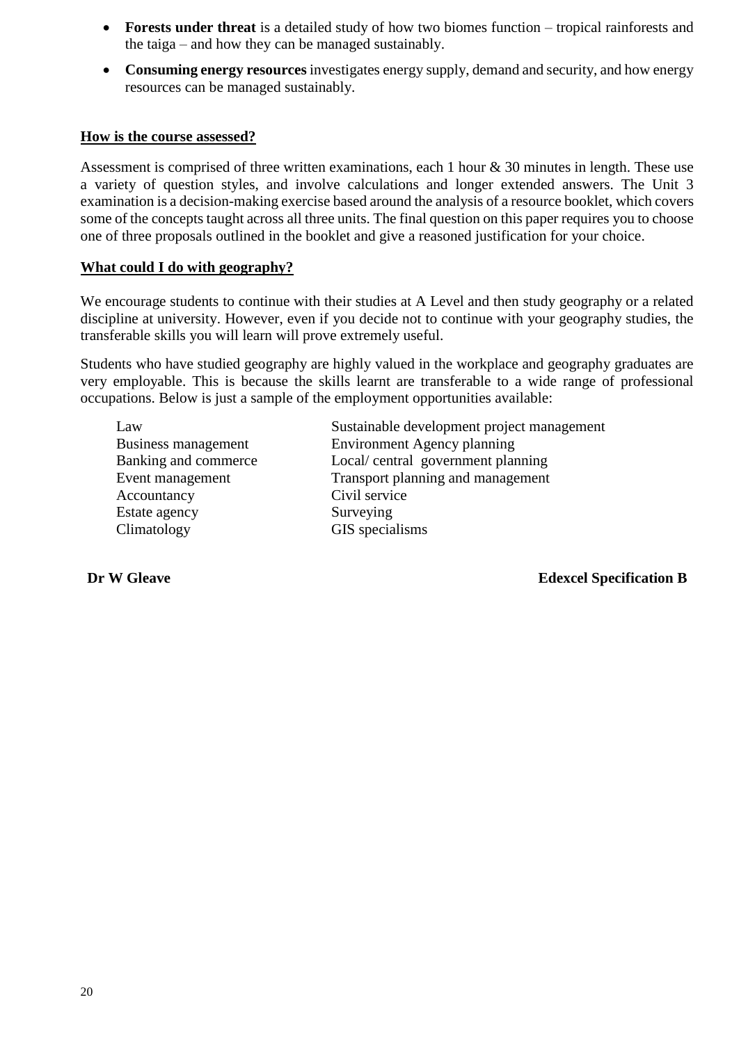- **Forests under threat** is a detailed study of how two biomes function – tropical rainforests and the taiga – and how they can be managed sustainably.
- **Consuming energy resources** investigates energy supply, demand and security, and how energy resources can be managed sustainably.

## How is the course assessed?

Assessment is comprised of three written examinations, each 1 hour & 30 minutes in length. These use a variety of question styles, and involve calculations and longer extended answers. The Unit 3 examination is a decision-making exercise based around the analysis of a resource booklet, which covers some of the concepts taught across all three units. The final question on this paper requires you to choose one of three proposals outlined in the booklet and give a reasoned justification for your choice.

## What could I do with geography?

We encourage students to continue with their studies at A Level and then study geography or a related discipline at university. However, even if you decide not to continue with your geography studies, the transferable skills you will learn will prove extremely useful.

Students who have studied geography are highly valued in the workplace and geography graduates are very employable. This is because the skills learnt are transferable to a wide range of professional occupations. Below is just a sample of the employment opportunities available:

| | |
|---|---|
| Law | Sustainable development project management |
| Business management | Environment Agency planning |
| Banking and commerce | Local/ central government planning |
| Event management | Transport planning and management |
| Accountancy | Civil service |
| Estate agency | Surveying |
| Climatology | GIS specialisms |

**Dr W Gleave** **Edexcel Specification B**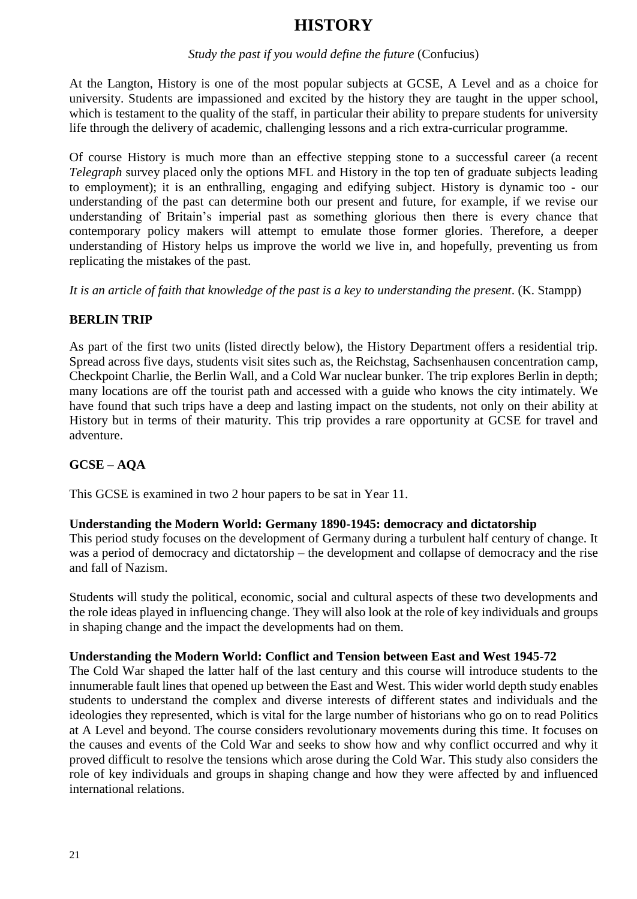# HISTORY

*Study the past if you would define the future* (Confucius)

At the Langton, History is one of the most popular subjects at GCSE, A Level and as a choice for university. Students are impassioned and excited by the history they are taught in the upper school, which is testament to the quality of the staff, in particular their ability to prepare students for university life through the delivery of academic, challenging lessons and a rich extra-curricular programme.

Of course History is much more than an effective stepping stone to a successful career (a recent *Telegraph* survey placed only the options MFL and History in the top ten of graduate subjects leading to employment); it is an enthralling, engaging and edifying subject. History is dynamic too - our understanding of the past can determine both our present and future, for example, if we revise our understanding of Britain's imperial past as something glorious then there is every chance that contemporary policy makers will attempt to emulate those former glories. Therefore, a deeper understanding of History helps us improve the world we live in, and hopefully, preventing us from replicating the mistakes of the past.

*It is an article of faith that knowledge of the past is a key to understanding the present*. (K. Stampp)

## BERLIN TRIP

As part of the first two units (listed directly below), the History Department offers a residential trip. Spread across five days, students visit sites such as, the Reichstag, Sachsenhausen concentration camp, Checkpoint Charlie, the Berlin Wall, and a Cold War nuclear bunker. The trip explores Berlin in depth; many locations are off the tourist path and accessed with a guide who knows the city intimately. We have found that such trips have a deep and lasting impact on the students, not only on their ability at History but in terms of their maturity. This trip provides a rare opportunity at GCSE for travel and adventure.

## GCSE – AQA

This GCSE is examined in two 2 hour papers to be sat in Year 11.

### Understanding the Modern World: Germany 1890-1945: democracy and dictatorship

This period study focuses on the development of Germany during a turbulent half century of change. It was a period of democracy and dictatorship – the development and collapse of democracy and the rise and fall of Nazism.

Students will study the political, economic, social and cultural aspects of these two developments and the role ideas played in influencing change. They will also look at the role of key individuals and groups in shaping change and the impact the developments had on them.

### Understanding the Modern World: Conflict and Tension between East and West 1945-72

The Cold War shaped the latter half of the last century and this course will introduce students to the innumerable fault lines that opened up between the East and West. This wider world depth study enables students to understand the complex and diverse interests of different states and individuals and the ideologies they represented, which is vital for the large number of historians who go on to read Politics at A Level and beyond. The course considers revolutionary movements during this time. It focuses on the causes and events of the Cold War and seeks to show how and why conflict occurred and why it proved difficult to resolve the tensions which arose during the Cold War. This study also considers the role of key individuals and groups in shaping change and how they were affected by and influenced international relations.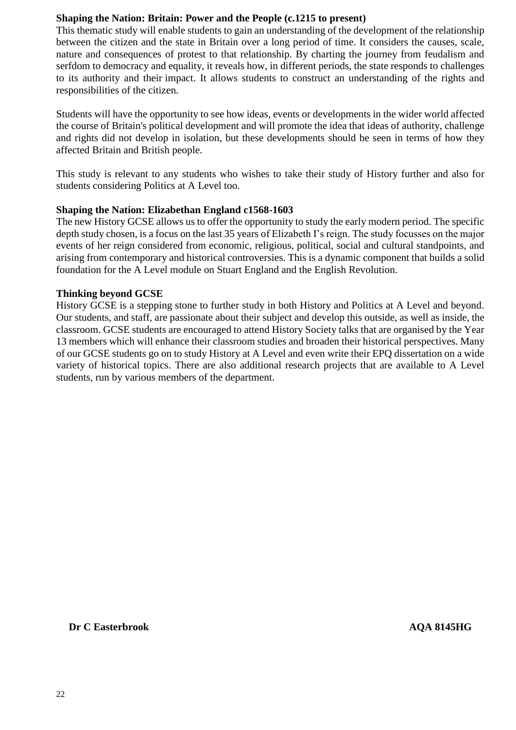**Shaping the Nation: Britain: Power and the People (c.1215 to present)**

This thematic study will enable students to gain an understanding of the development of the relationship between the citizen and the state in Britain over a long period of time. It considers the causes, scale, nature and consequences of protest to that relationship. By charting the journey from feudalism and serfdom to democracy and equality, it reveals how, in different periods, the state responds to challenges to its authority and their impact. It allows students to construct an understanding of the rights and responsibilities of the citizen.

Students will have the opportunity to see how ideas, events or developments in the wider world affected the course of Britain's political development and will promote the idea that ideas of authority, challenge and rights did not develop in isolation, but these developments should be seen in terms of how they affected Britain and British people.

This study is relevant to any students who wishes to take their study of History further and also for students considering Politics at A Level too.

**Shaping the Nation: Elizabethan England c1568-1603**

The new History GCSE allows us to offer the opportunity to study the early modern period. The specific depth study chosen, is a focus on the last 35 years of Elizabeth I's reign. The study focusses on the major events of her reign considered from economic, religious, political, social and cultural standpoints, and arising from contemporary and historical controversies. This is a dynamic component that builds a solid foundation for the A Level module on Stuart England and the English Revolution.

**Thinking beyond GCSE**

History GCSE is a stepping stone to further study in both History and Politics at A Level and beyond. Our students, and staff, are passionate about their subject and develop this outside, as well as inside, the classroom. GCSE students are encouraged to attend History Society talks that are organised by the Year 13 members which will enhance their classroom studies and broaden their historical perspectives. Many of our GCSE students go on to study History at A Level and even write their EPQ dissertation on a wide variety of historical topics. There are also additional research projects that are available to A Level students, run by various members of the department.

**Dr C Easterbrook** **AQA 8145HG**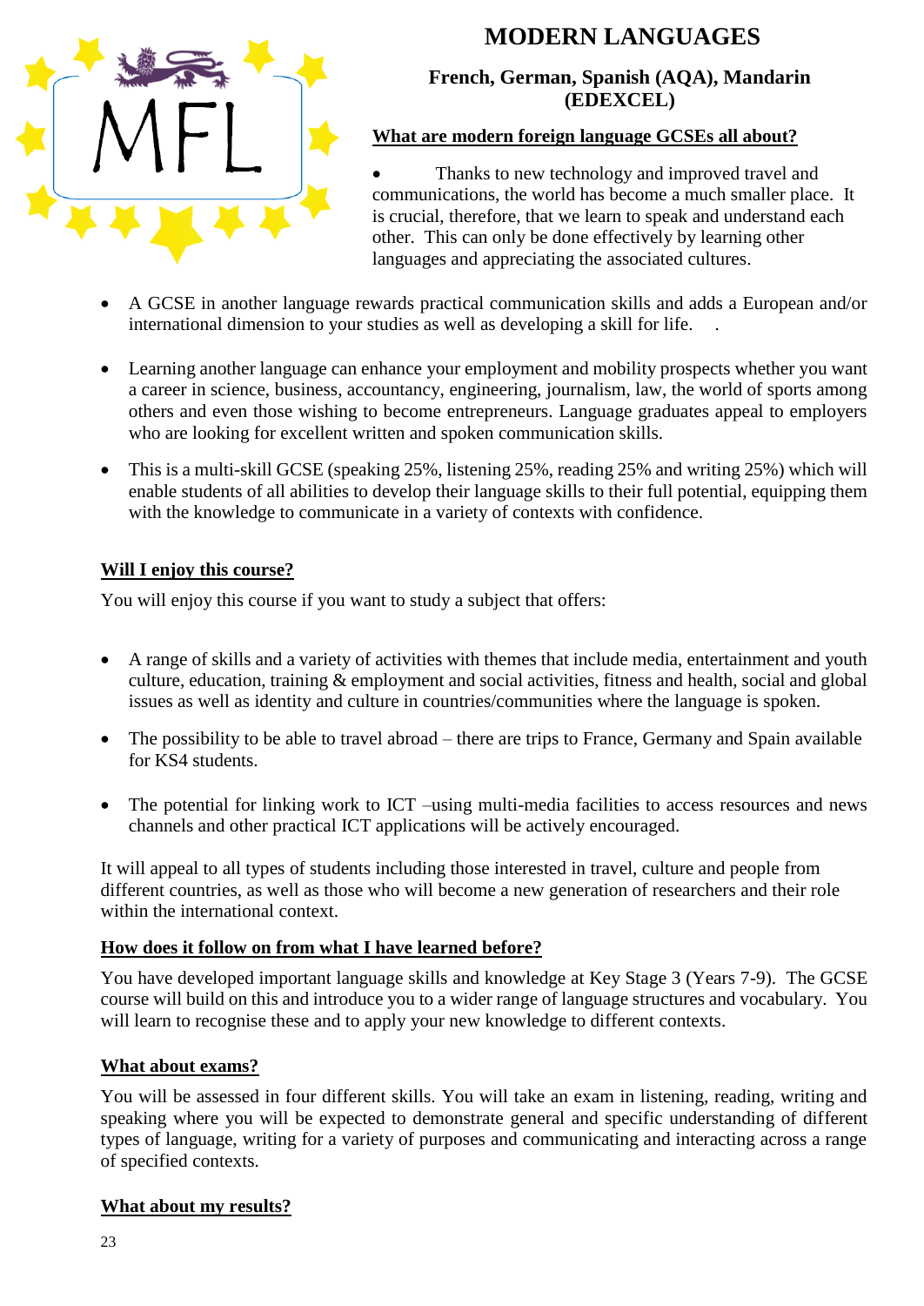# MODERN LANGUAGES

### French, German, Spanish (AQA), Mandarin (EDEXCEL)

**What are modern foreign language GCSEs all about?**

- Thanks to new technology and improved travel and communications, the world has become a much smaller place. It is crucial, therefore, that we learn to speak and understand each other. This can only be done effectively by learning other languages and appreciating the associated cultures.
- A GCSE in another language rewards practical communication skills and adds a European and/or international dimension to your studies as well as developing a skill for life. .
- Learning another language can enhance your employment and mobility prospects whether you want a career in science, business, accountancy, engineering, journalism, law, the world of sports among others and even those wishing to become entrepreneurs. Language graduates appeal to employers who are looking for excellent written and spoken communication skills.
- This is a multi-skill GCSE (speaking 25%, listening 25%, reading 25% and writing 25%) which will enable students of all abilities to develop their language skills to their full potential, equipping them with the knowledge to communicate in a variety of contexts with confidence.

**Will I enjoy this course?**

You will enjoy this course if you want to study a subject that offers:

- A range of skills and a variety of activities with themes that include media, entertainment and youth culture, education, training & employment and social activities, fitness and health, social and global issues as well as identity and culture in countries/communities where the language is spoken.
- The possibility to be able to travel abroad – there are trips to France, Germany and Spain available for KS4 students.
- The potential for linking work to ICT –using multi-media facilities to access resources and news channels and other practical ICT applications will be actively encouraged.

It will appeal to all types of students including those interested in travel, culture and people from different countries, as well as those who will become a new generation of researchers and their role within the international context.

**How does it follow on from what I have learned before?**

You have developed important language skills and knowledge at Key Stage 3 (Years 7-9). The GCSE course will build on this and introduce you to a wider range of language structures and vocabulary. You will learn to recognise these and to apply your new knowledge to different contexts.

**What about exams?**

You will be assessed in four different skills. You will take an exam in listening, reading, writing and speaking where you will be expected to demonstrate general and specific understanding of different types of language, writing for a variety of purposes and communicating and interacting across a range of specified contexts.

**What about my results?**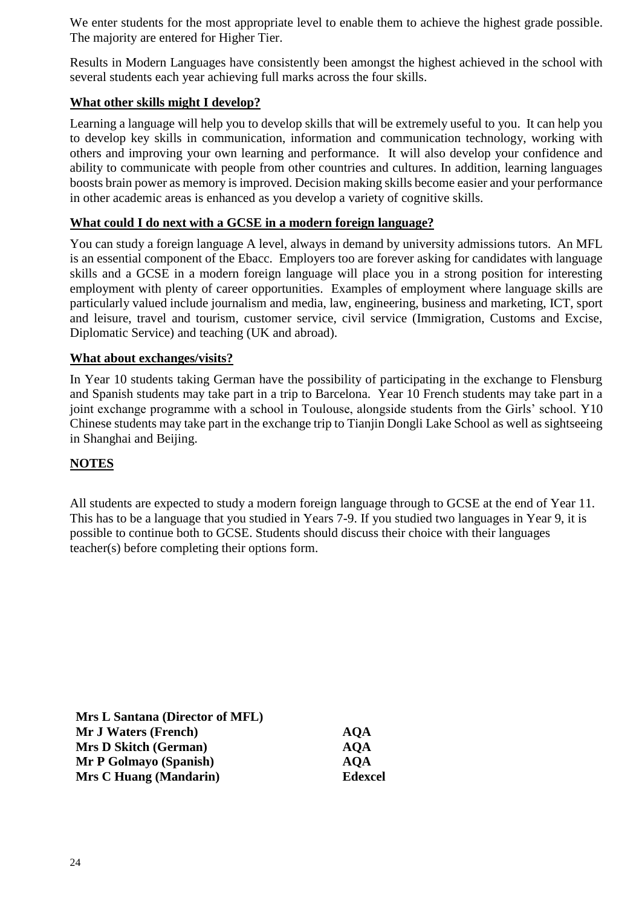We enter students for the most appropriate level to enable them to achieve the highest grade possible. The majority are entered for Higher Tier.

Results in Modern Languages have consistently been amongst the highest achieved in the school with several students each year achieving full marks across the four skills.

### What other skills might I develop?

Learning a language will help you to develop skills that will be extremely useful to you. It can help you to develop key skills in communication, information and communication technology, working with others and improving your own learning and performance. It will also develop your confidence and ability to communicate with people from other countries and cultures. In addition, learning languages boosts brain power as memory is improved. Decision making skills become easier and your performance in other academic areas is enhanced as you develop a variety of cognitive skills.

### What could I do next with a GCSE in a modern foreign language?

You can study a foreign language A level, always in demand by university admissions tutors. An MFL is an essential component of the Ebacc. Employers too are forever asking for candidates with language skills and a GCSE in a modern foreign language will place you in a strong position for interesting employment with plenty of career opportunities. Examples of employment where language skills are particularly valued include journalism and media, law, engineering, business and marketing, ICT, sport and leisure, travel and tourism, customer service, civil service (Immigration, Customs and Excise, Diplomatic Service) and teaching (UK and abroad).

### What about exchanges/visits?

In Year 10 students taking German have the possibility of participating in the exchange to Flensburg and Spanish students may take part in a trip to Barcelona. Year 10 French students may take part in a joint exchange programme with a school in Toulouse, alongside students from the Girls' school. Y10 Chinese students may take part in the exchange trip to Tianjin Dongli Lake School as well as sightseeing in Shanghai and Beijing.

### NOTES

All students are expected to study a modern foreign language through to GCSE at the end of Year 11. This has to be a language that you studied in Years 7-9. If you studied two languages in Year 9, it is possible to continue both to GCSE. Students should discuss their choice with their languages teacher(s) before completing their options form.

**Mrs L Santana (Director of MFL)**

| | |
|---|---|
| **Mr J Waters (French)** | **AQA** |
| **Mrs D Skitch (German)** | **AQA** |
| **Mr P Golmayo (Spanish)** | **AQA** |
| **Mrs C Huang (Mandarin)** | **Edexcel** |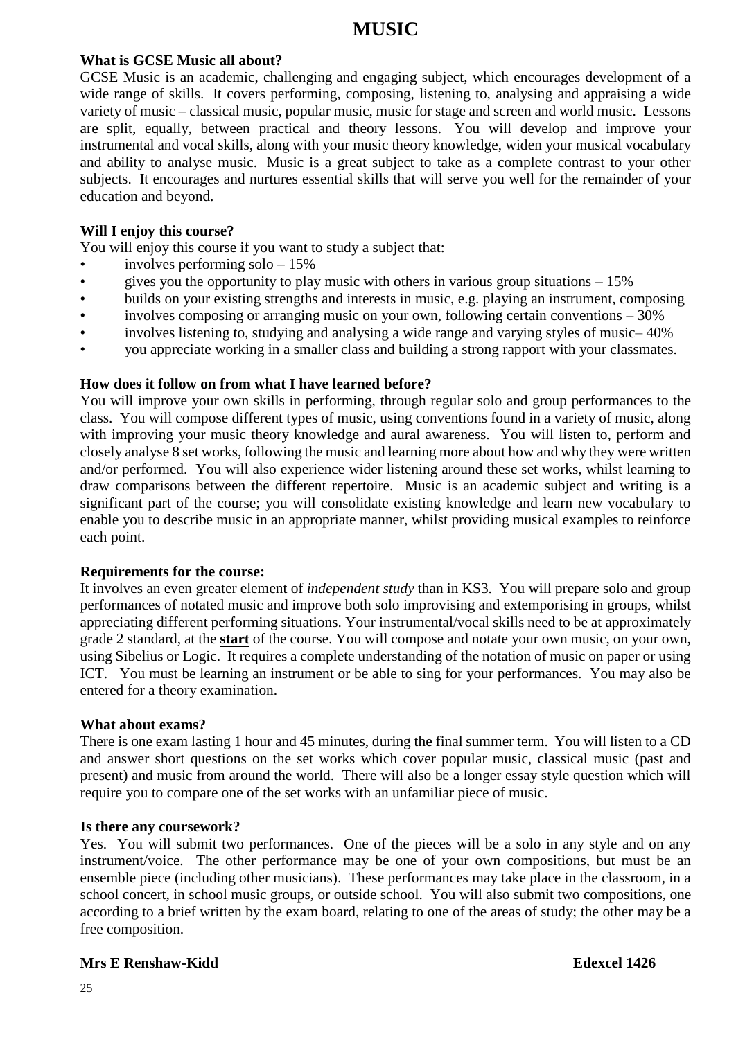# MUSIC

**What is GCSE Music all about?**

GCSE Music is an academic, challenging and engaging subject, which encourages development of a wide range of skills. It covers performing, composing, listening to, analysing and appraising a wide variety of music – classical music, popular music, music for stage and screen and world music. Lessons are split, equally, between practical and theory lessons. You will develop and improve your instrumental and vocal skills, along with your music theory knowledge, widen your musical vocabulary and ability to analyse music. Music is a great subject to take as a complete contrast to your other subjects. It encourages and nurtures essential skills that will serve you well for the remainder of your education and beyond.

**Will I enjoy this course?**

You will enjoy this course if you want to study a subject that:

- involves performing solo – 15%
- gives you the opportunity to play music with others in various group situations – 15%
- builds on your existing strengths and interests in music, e.g. playing an instrument, composing
- involves composing or arranging music on your own, following certain conventions – 30%
- involves listening to, studying and analysing a wide range and varying styles of music– 40%
- you appreciate working in a smaller class and building a strong rapport with your classmates.

**How does it follow on from what I have learned before?**

You will improve your own skills in performing, through regular solo and group performances to the class. You will compose different types of music, using conventions found in a variety of music, along with improving your music theory knowledge and aural awareness. You will listen to, perform and closely analyse 8 set works, following the music and learning more about how and why they were written and/or performed. You will also experience wider listening around these set works, whilst learning to draw comparisons between the different repertoire. Music is an academic subject and writing is a significant part of the course; you will consolidate existing knowledge and learn new vocabulary to enable you to describe music in an appropriate manner, whilst providing musical examples to reinforce each point.

**Requirements for the course:**

It involves an even greater element of *independent study* than in KS3. You will prepare solo and group performances of notated music and improve both solo improvising and extemporising in groups, whilst appreciating different performing situations. Your instrumental/vocal skills need to be at approximately grade 2 standard, at the **start** of the course. You will compose and notate your own music, on your own, using Sibelius or Logic. It requires a complete understanding of the notation of music on paper or using ICT. You must be learning an instrument or be able to sing for your performances. You may also be entered for a theory examination.

**What about exams?**

There is one exam lasting 1 hour and 45 minutes, during the final summer term. You will listen to a CD and answer short questions on the set works which cover popular music, classical music (past and present) and music from around the world. There will also be a longer essay style question which will require you to compare one of the set works with an unfamiliar piece of music.

**Is there any coursework?**

Yes. You will submit two performances. One of the pieces will be a solo in any style and on any instrument/voice. The other performance may be one of your own compositions, but must be an ensemble piece (including other musicians). These performances may take place in the classroom, in a school concert, in school music groups, or outside school. You will also submit two compositions, one according to a brief written by the exam board, relating to one of the areas of study; the other may be a free composition.

**Mrs E Renshaw-Kidd** **Edexcel 1426**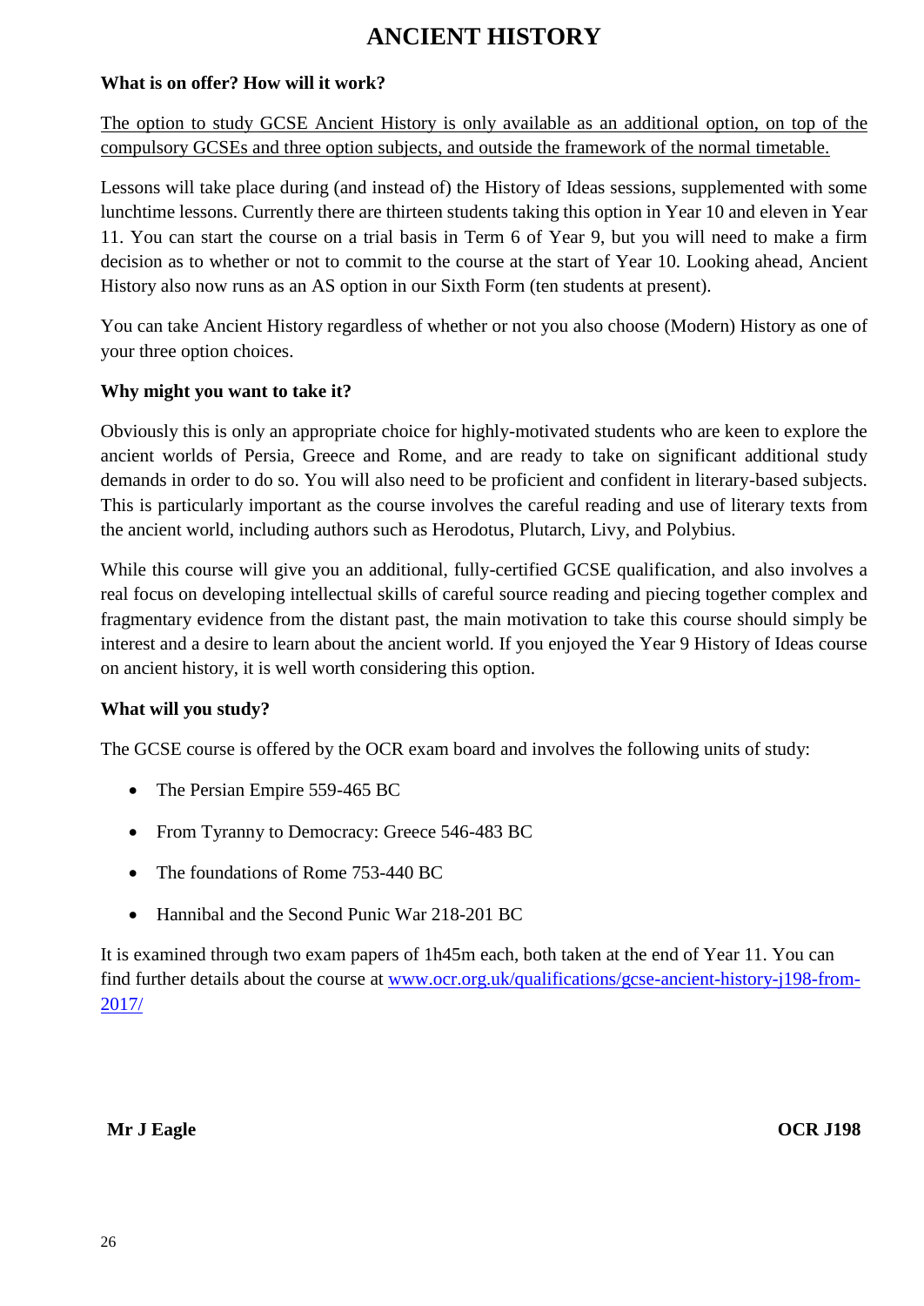# ANCIENT HISTORY

**What is on offer? How will it work?**

The option to study GCSE Ancient History is only available as an additional option, on top of the compulsory GCSEs and three option subjects, and outside the framework of the normal timetable.

Lessons will take place during (and instead of) the History of Ideas sessions, supplemented with some lunchtime lessons. Currently there are thirteen students taking this option in Year 10 and eleven in Year 11. You can start the course on a trial basis in Term 6 of Year 9, but you will need to make a firm decision as to whether or not to commit to the course at the start of Year 10. Looking ahead, Ancient History also now runs as an AS option in our Sixth Form (ten students at present).

You can take Ancient History regardless of whether or not you also choose (Modern) History as one of your three option choices.

**Why might you want to take it?**

Obviously this is only an appropriate choice for highly-motivated students who are keen to explore the ancient worlds of Persia, Greece and Rome, and are ready to take on significant additional study demands in order to do so. You will also need to be proficient and confident in literary-based subjects. This is particularly important as the course involves the careful reading and use of literary texts from the ancient world, including authors such as Herodotus, Plutarch, Livy, and Polybius.

While this course will give you an additional, fully-certified GCSE qualification, and also involves a real focus on developing intellectual skills of careful source reading and piecing together complex and fragmentary evidence from the distant past, the main motivation to take this course should simply be interest and a desire to learn about the ancient world. If you enjoyed the Year 9 History of Ideas course on ancient history, it is well worth considering this option.

**What will you study?**

The GCSE course is offered by the OCR exam board and involves the following units of study:

- The Persian Empire 559-465 BC
- From Tyranny to Democracy: Greece 546-483 BC
- The foundations of Rome 753-440 BC
- Hannibal and the Second Punic War 218-201 BC

It is examined through two exam papers of 1h45m each, both taken at the end of Year 11. You can find further details about the course at www.ocr.org.uk/qualifications/gcse-ancient-history-j198-from-2017/

**Mr J Eagle** **OCR J198**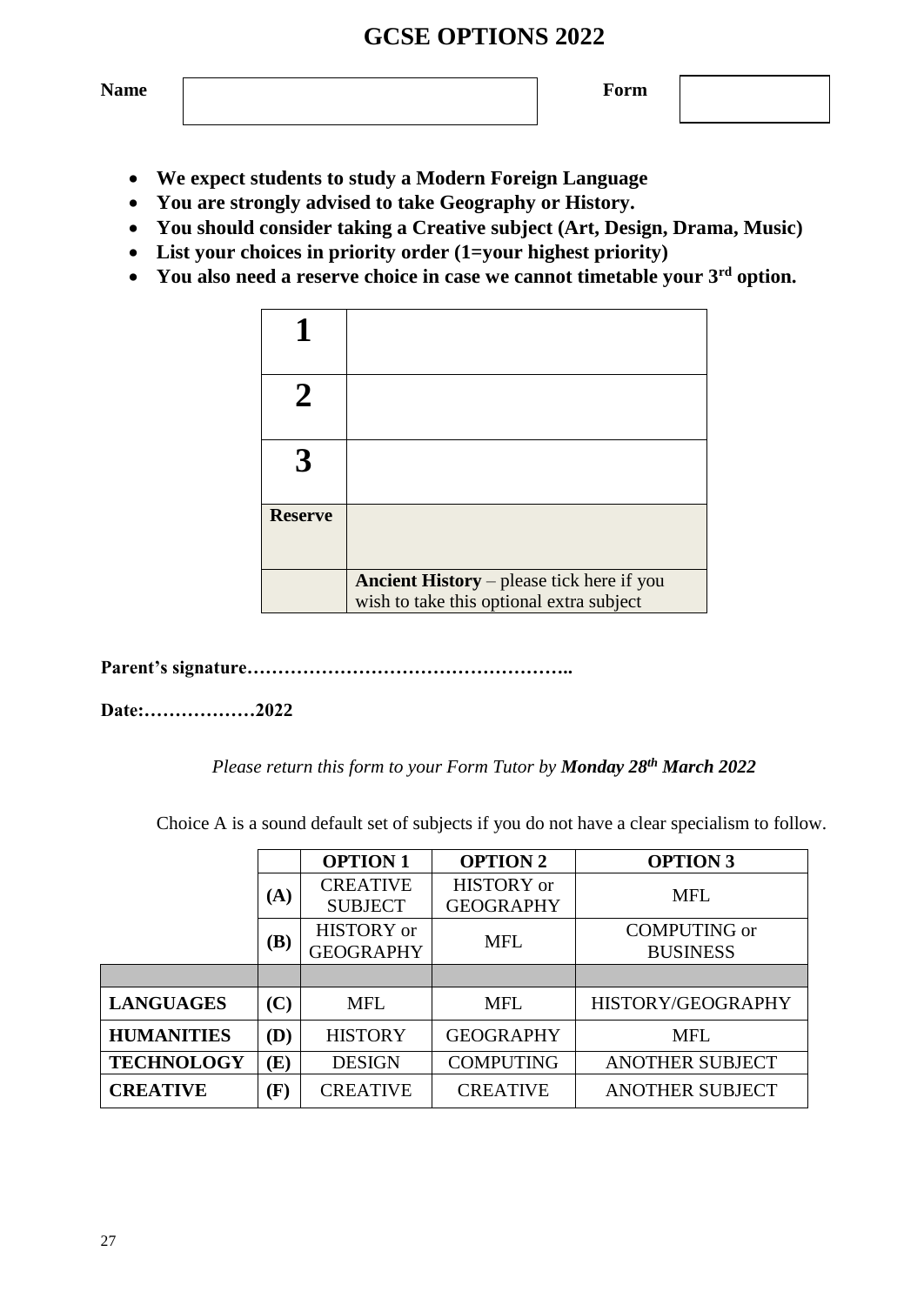# GCSE OPTIONS 2022

**Name** | | **Form** | |
|---|---|---|---|

- **We expect students to study a Modern Foreign Language**
- **You are strongly advised to take Geography or History.**
- **You should consider taking a Creative subject (Art, Design, Drama, Music)**
- **List your choices in priority order (1=your highest priority)**
- **You also need a reserve choice in case we cannot timetable your 3rd option.**

| | |
|---|---|
| **1** | |
| **2** | |
| **3** | |
| **Reserve** | |
| | **Ancient History** – please tick here if you wish to take this optional extra subject |

**Parent's signature……………………………………………..**

**Date:………………2022**

*Please return this form to your Form Tutor by **Monday 28th March 2022***

Choice A is a sound default set of subjects if you do not have a clear specialism to follow.

| | | OPTION 1 | OPTION 2 | OPTION 3 |
|---|---|---|---|---|
| | **(A)** | CREATIVE SUBJECT | HISTORY or GEOGRAPHY | MFL |
| | **(B)** | HISTORY or GEOGRAPHY | MFL | COMPUTING or BUSINESS |
| | | | | |
| **LANGUAGES** | **(C)** | MFL | MFL | HISTORY/GEOGRAPHY |
| **HUMANITIES** | **(D)** | HISTORY | GEOGRAPHY | MFL |
| **TECHNOLOGY** | **(E)** | DESIGN | COMPUTING | ANOTHER SUBJECT |
| **CREATIVE** | **(F)** | CREATIVE | CREATIVE | ANOTHER SUBJECT |